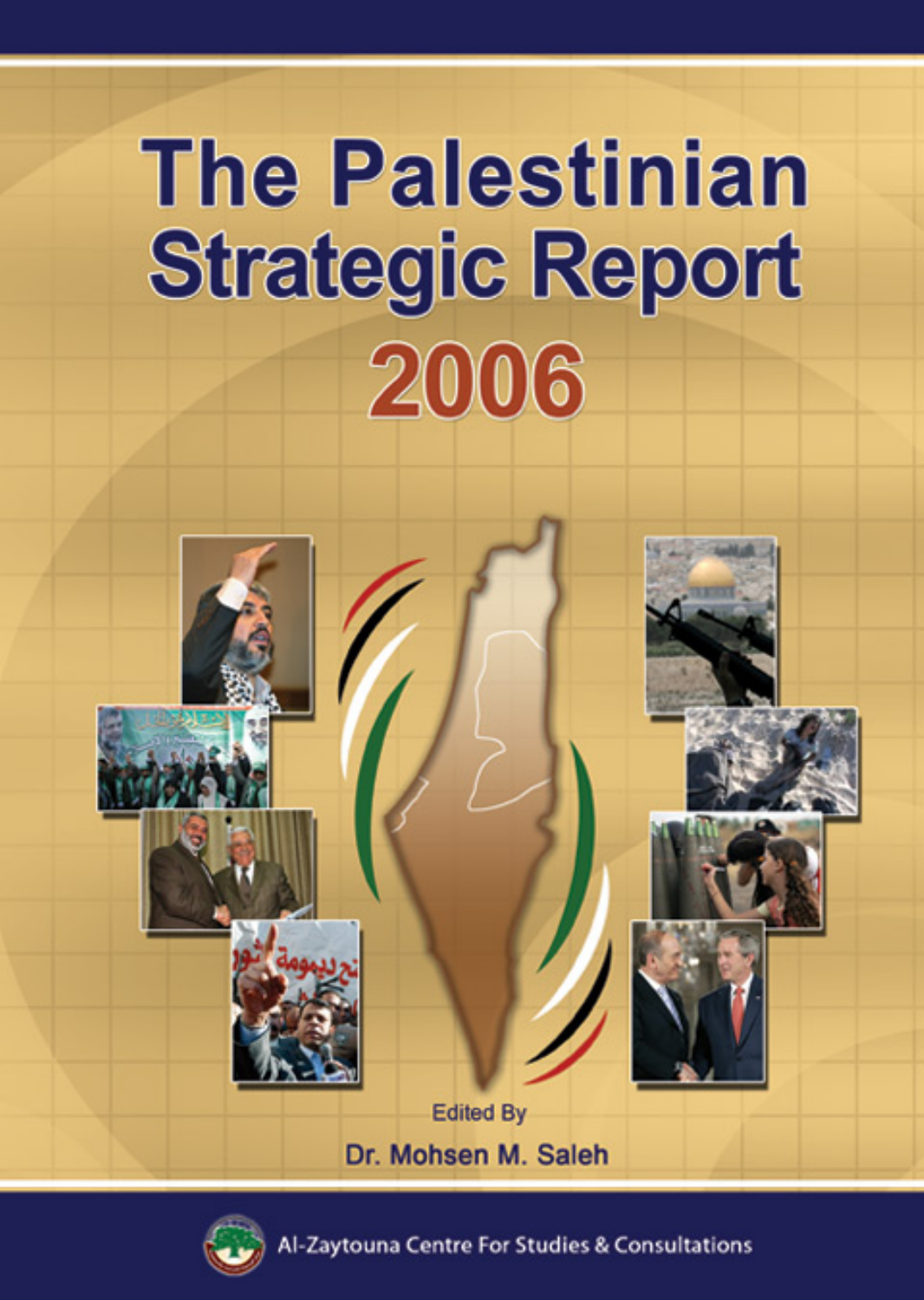# The Palestinian Strategic Report 2006

Edited By

Dr. Mohsen M. Saleh

Al-Zaytouna Centre For Studies & Consultations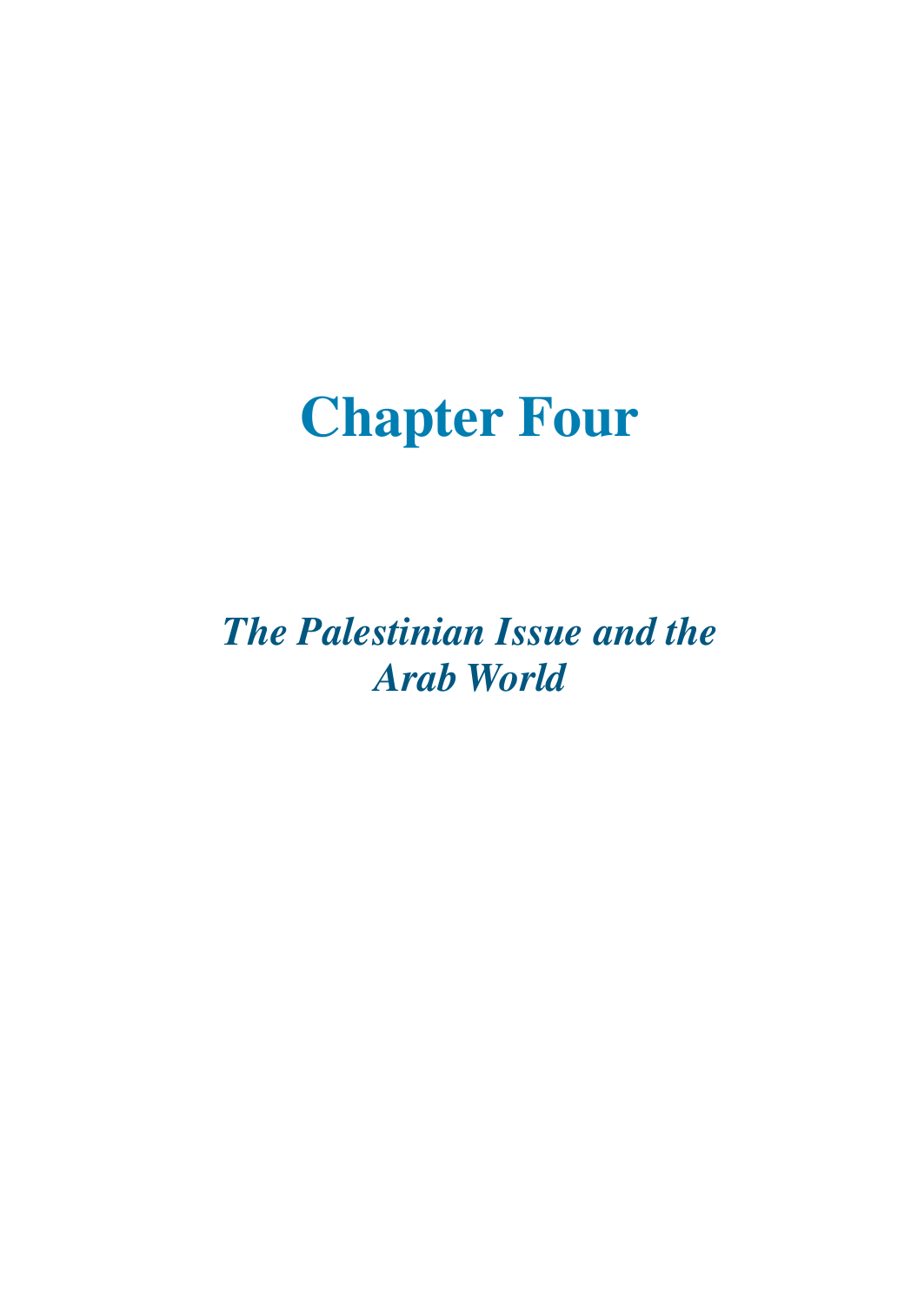# Chapter Four

## *The Palestinian Issue and the Arab World*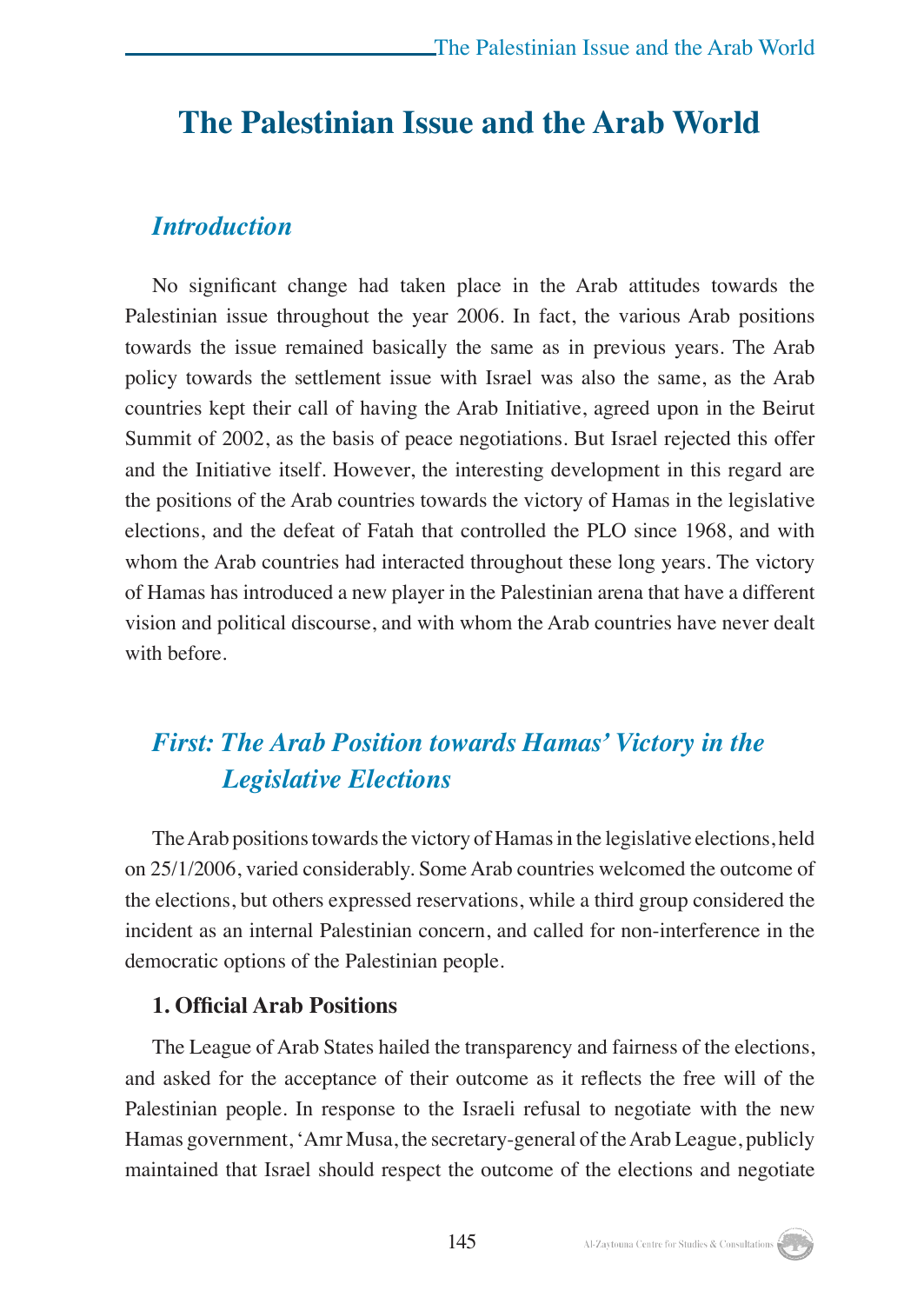# The Palestinian Issue and the Arab World

## *Introduction*

No significant change had taken place in the Arab attitudes towards the Palestinian issue throughout the year 2006. In fact, the various Arab positions towards the issue remained basically the same as in previous years. The Arab policy towards the settlement issue with Israel was also the same, as the Arab countries kept their call of having the Arab Initiative, agreed upon in the Beirut Summit of 2002, as the basis of peace negotiations. But Israel rejected this offer and the Initiative itself. However, the interesting development in this regard are the positions of the Arab countries towards the victory of Hamas in the legislative elections, and the defeat of Fatah that controlled the PLO since 1968, and with whom the Arab countries had interacted throughout these long years. The victory of Hamas has introduced a new player in the Palestinian arena that have a different vision and political discourse, and with whom the Arab countries have never dealt with before.

## *First: The Arab Position towards Hamas' Victory in the Legislative Elections*

The Arab positions towards the victory of Hamas in the legislative elections, held on 25/1/2006, varied considerably. Some Arab countries welcomed the outcome of the elections, but others expressed reservations, while a third group considered the incident as an internal Palestinian concern, and called for non-interference in the democratic options of the Palestinian people.

### 1. Official Arab Positions

The League of Arab States hailed the transparency and fairness of the elections, and asked for the acceptance of their outcome as it reflects the free will of the Palestinian people. In response to the Israeli refusal to negotiate with the new Hamas government, 'Amr Musa, the secretary-general of the Arab League, publicly maintained that Israel should respect the outcome of the elections and negotiate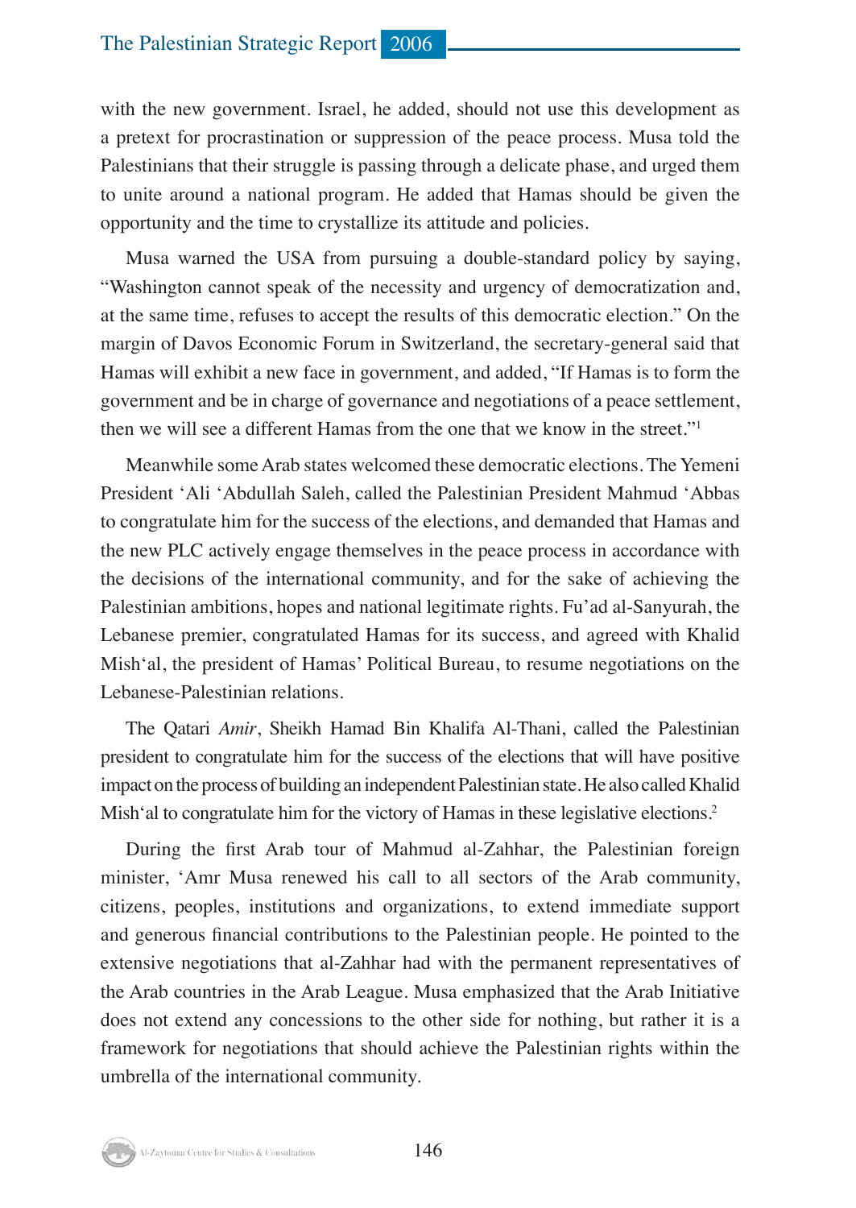with the new government. Israel, he added, should not use this development as a pretext for procrastination or suppression of the peace process. Musa told the Palestinians that their struggle is passing through a delicate phase, and urged them to unite around a national program. He added that Hamas should be given the opportunity and the time to crystallize its attitude and policies.

Musa warned the USA from pursuing a double-standard policy by saying, "Washington cannot speak of the necessity and urgency of democratization and, at the same time, refuses to accept the results of this democratic election." On the margin of Davos Economic Forum in Switzerland, the secretary-general said that Hamas will exhibit a new face in government, and added, "If Hamas is to form the government and be in charge of governance and negotiations of a peace settlement, then we will see a different Hamas from the one that we know in the street."[1]

Meanwhile some Arab states welcomed these democratic elections. The Yemeni President 'Ali 'Abdullah Saleh, called the Palestinian President Mahmud 'Abbas to congratulate him for the success of the elections, and demanded that Hamas and the new PLC actively engage themselves in the peace process in accordance with the decisions of the international community, and for the sake of achieving the Palestinian ambitions, hopes and national legitimate rights. Fu'ad al-Sanyurah, the Lebanese premier, congratulated Hamas for its success, and agreed with Khalid Mish'al, the president of Hamas' Political Bureau, to resume negotiations on the Lebanese-Palestinian relations.

The Qatari *Amir*, Sheikh Hamad Bin Khalifa Al-Thani, called the Palestinian president to congratulate him for the success of the elections that will have positive impact on the process of building an independent Palestinian state. He also called Khalid Mish'al to congratulate him for the victory of Hamas in these legislative elections.[2]

During the first Arab tour of Mahmud al-Zahhar, the Palestinian foreign minister, 'Amr Musa renewed his call to all sectors of the Arab community, citizens, peoples, institutions and organizations, to extend immediate support and generous financial contributions to the Palestinian people. He pointed to the extensive negotiations that al-Zahhar had with the permanent representatives of the Arab countries in the Arab League. Musa emphasized that the Arab Initiative does not extend any concessions to the other side for nothing, but rather it is a framework for negotiations that should achieve the Palestinian rights within the umbrella of the international community.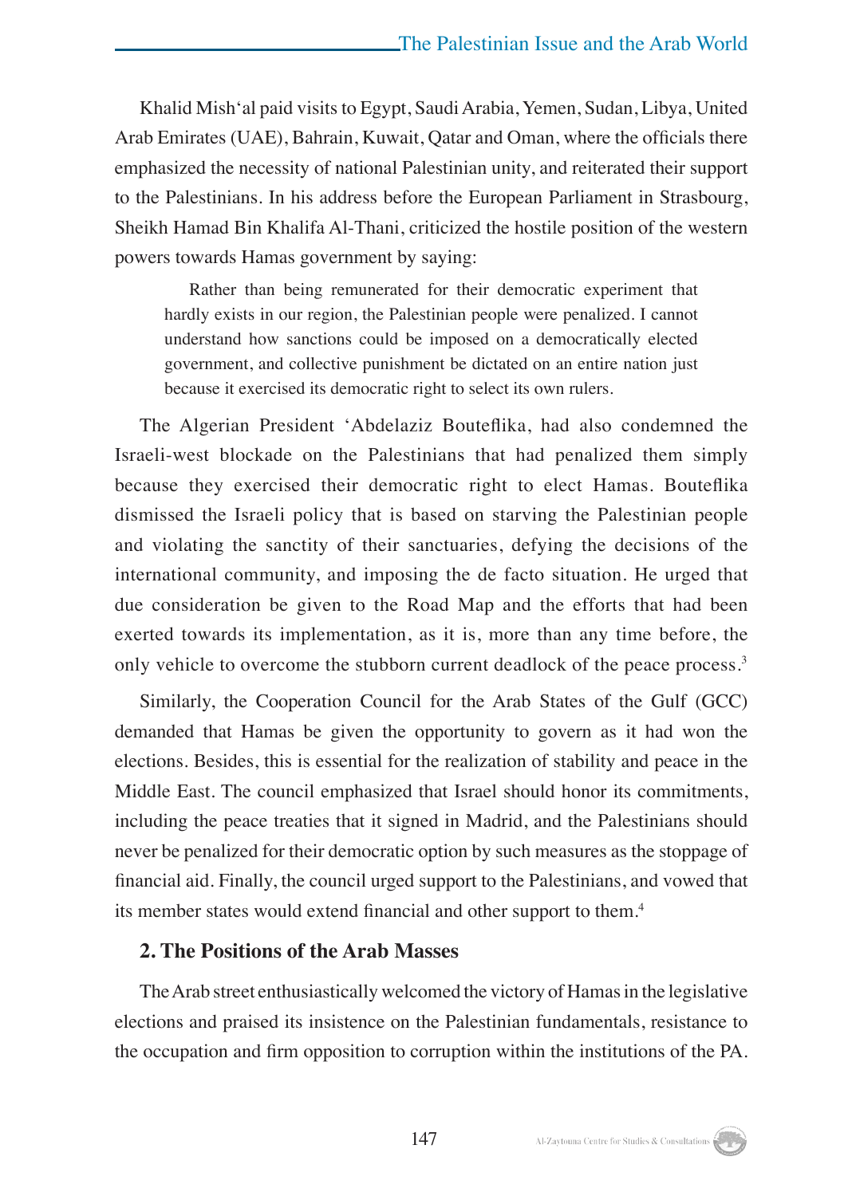Khalid Mish'al paid visits to Egypt, Saudi Arabia, Yemen, Sudan, Libya, United Arab Emirates (UAE), Bahrain, Kuwait, Qatar and Oman, where the officials there emphasized the necessity of national Palestinian unity, and reiterated their support to the Palestinians. In his address before the European Parliament in Strasbourg, Sheikh Hamad Bin Khalifa Al-Thani, criticized the hostile position of the western powers towards Hamas government by saying:

> Rather than being remunerated for their democratic experiment that hardly exists in our region, the Palestinian people were penalized. I cannot understand how sanctions could be imposed on a democratically elected government, and collective punishment be dictated on an entire nation just because it exercised its democratic right to select its own rulers.

The Algerian President 'Abdelaziz Bouteflika, had also condemned the Israeli-west blockade on the Palestinians that had penalized them simply because they exercised their democratic right to elect Hamas. Bouteflika dismissed the Israeli policy that is based on starving the Palestinian people and violating the sanctity of their sanctuaries, defying the decisions of the international community, and imposing the de facto situation. He urged that due consideration be given to the Road Map and the efforts that had been exerted towards its implementation, as it is, more than any time before, the only vehicle to overcome the stubborn current deadlock of the peace process.[3]

Similarly, the Cooperation Council for the Arab States of the Gulf (GCC) demanded that Hamas be given the opportunity to govern as it had won the elections. Besides, this is essential for the realization of stability and peace in the Middle East. The council emphasized that Israel should honor its commitments, including the peace treaties that it signed in Madrid, and the Palestinians should never be penalized for their democratic option by such measures as the stoppage of financial aid. Finally, the council urged support to the Palestinians, and vowed that its member states would extend financial and other support to them.[4]

## 2. The Positions of the Arab Masses

The Arab street enthusiastically welcomed the victory of Hamas in the legislative elections and praised its insistence on the Palestinian fundamentals, resistance to the occupation and firm opposition to corruption within the institutions of the PA.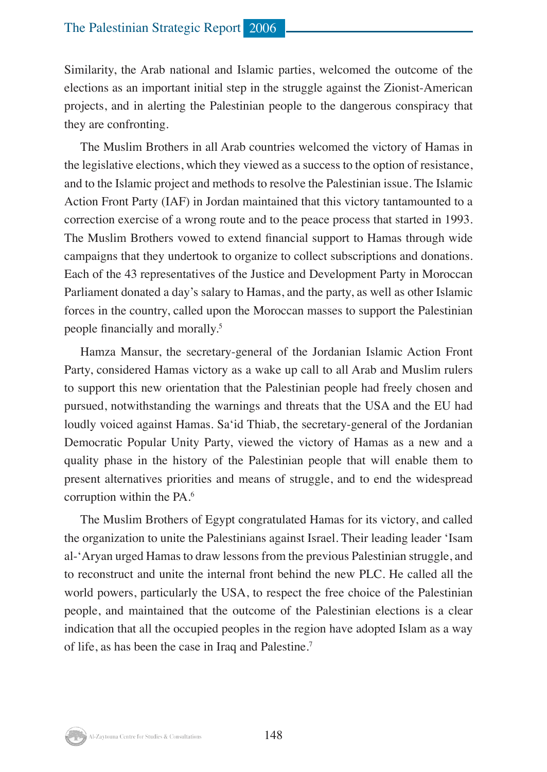Similarity, the Arab national and Islamic parties, welcomed the outcome of the elections as an important initial step in the struggle against the Zionist-American projects, and in alerting the Palestinian people to the dangerous conspiracy that they are confronting.

The Muslim Brothers in all Arab countries welcomed the victory of Hamas in the legislative elections, which they viewed as a success to the option of resistance, and to the Islamic project and methods to resolve the Palestinian issue. The Islamic Action Front Party (IAF) in Jordan maintained that this victory tantamounted to a correction exercise of a wrong route and to the peace process that started in 1993. The Muslim Brothers vowed to extend financial support to Hamas through wide campaigns that they undertook to organize to collect subscriptions and donations. Each of the 43 representatives of the Justice and Development Party in Moroccan Parliament donated a day's salary to Hamas, and the party, as well as other Islamic forces in the country, called upon the Moroccan masses to support the Palestinian people financially and morally.[5]

Hamza Mansur, the secretary-general of the Jordanian Islamic Action Front Party, considered Hamas victory as a wake up call to all Arab and Muslim rulers to support this new orientation that the Palestinian people had freely chosen and pursued, notwithstanding the warnings and threats that the USA and the EU had loudly voiced against Hamas. Sa'id Thiab, the secretary-general of the Jordanian Democratic Popular Unity Party, viewed the victory of Hamas as a new and a quality phase in the history of the Palestinian people that will enable them to present alternatives priorities and means of struggle, and to end the widespread corruption within the PA.[6]

The Muslim Brothers of Egypt congratulated Hamas for its victory, and called the organization to unite the Palestinians against Israel. Their leading leader 'Isam al-'Aryan urged Hamas to draw lessons from the previous Palestinian struggle, and to reconstruct and unite the internal front behind the new PLC. He called all the world powers, particularly the USA, to respect the free choice of the Palestinian people, and maintained that the outcome of the Palestinian elections is a clear indication that all the occupied peoples in the region have adopted Islam as a way of life, as has been the case in Iraq and Palestine.[7]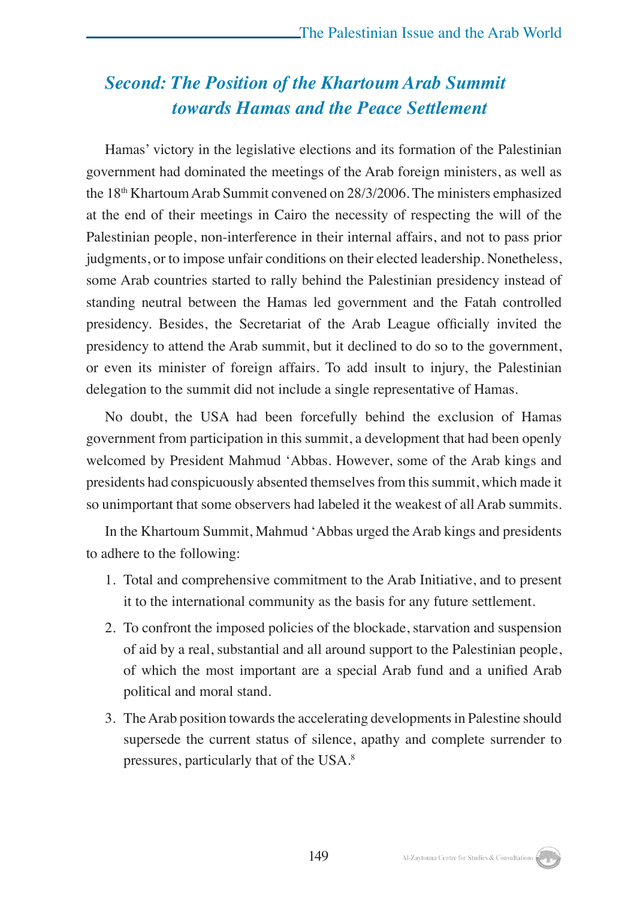## *Second: The Position of the Khartoum Arab Summit towards Hamas and the Peace Settlement*

Hamas' victory in the legislative elections and its formation of the Palestinian government had dominated the meetings of the Arab foreign ministers, as well as the 18th Khartoum Arab Summit convened on 28/3/2006. The ministers emphasized at the end of their meetings in Cairo the necessity of respecting the will of the Palestinian people, non-interference in their internal affairs, and not to pass prior judgments, or to impose unfair conditions on their elected leadership. Nonetheless, some Arab countries started to rally behind the Palestinian presidency instead of standing neutral between the Hamas led government and the Fatah controlled presidency. Besides, the Secretariat of the Arab League officially invited the presidency to attend the Arab summit, but it declined to do so to the government, or even its minister of foreign affairs. To add insult to injury, the Palestinian delegation to the summit did not include a single representative of Hamas.

No doubt, the USA had been forcefully behind the exclusion of Hamas government from participation in this summit, a development that had been openly welcomed by President Mahmud 'Abbas. However, some of the Arab kings and presidents had conspicuously absented themselves from this summit, which made it so unimportant that some observers had labeled it the weakest of all Arab summits.

In the Khartoum Summit, Mahmud 'Abbas urged the Arab kings and presidents to adhere to the following:

1. Total and comprehensive commitment to the Arab Initiative, and to present it to the international community as the basis for any future settlement.
2. To confront the imposed policies of the blockade, starvation and suspension of aid by a real, substantial and all around support to the Palestinian people, of which the most important are a special Arab fund and a unified Arab political and moral stand.
3. The Arab position towards the accelerating developments in Palestine should supersede the current status of silence, apathy and complete surrender to pressures, particularly that of the USA.[8]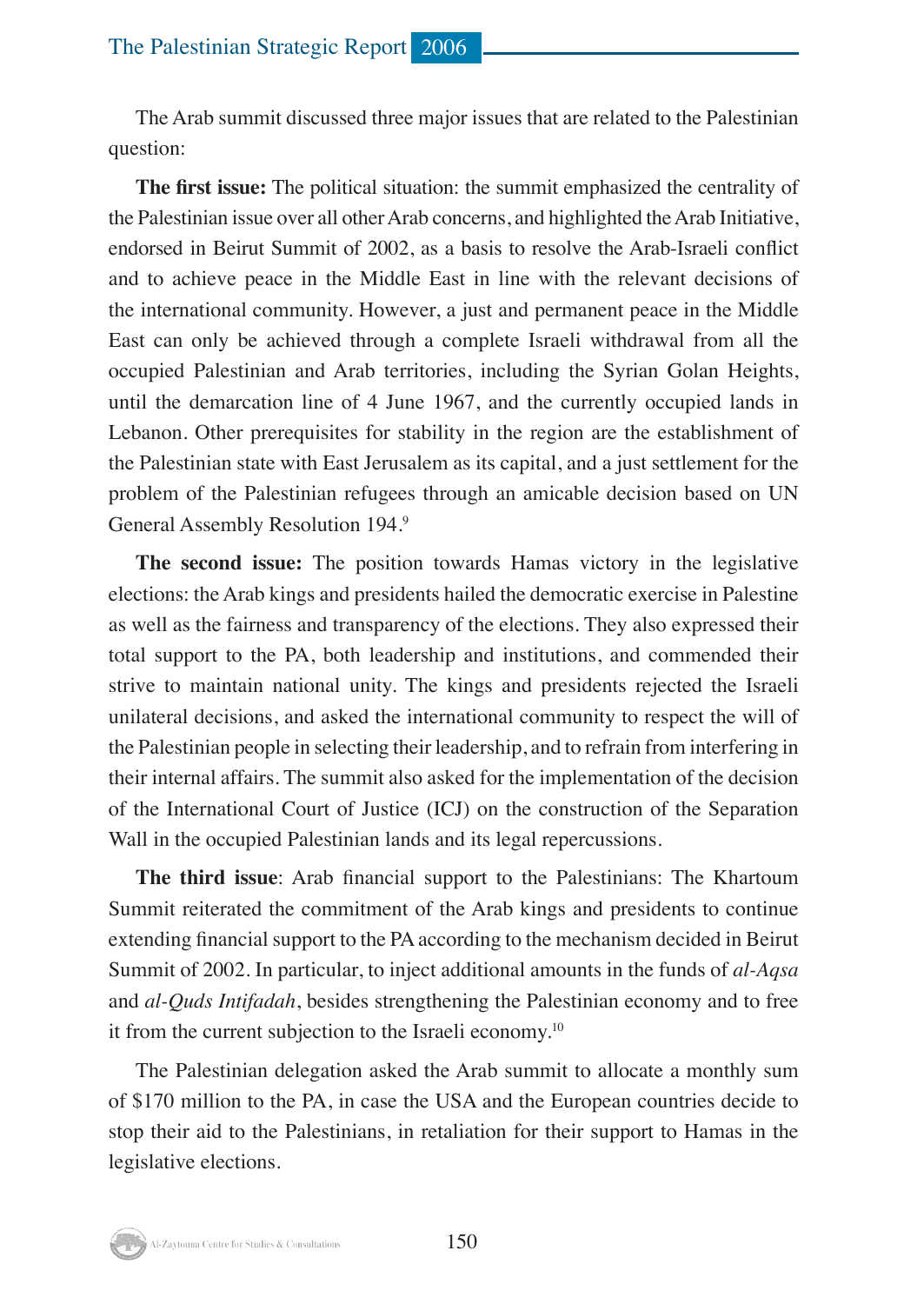The Arab summit discussed three major issues that are related to the Palestinian question:

**The first issue:** The political situation: the summit emphasized the centrality of the Palestinian issue over all other Arab concerns, and highlighted the Arab Initiative, endorsed in Beirut Summit of 2002, as a basis to resolve the Arab-Israeli conflict and to achieve peace in the Middle East in line with the relevant decisions of the international community. However, a just and permanent peace in the Middle East can only be achieved through a complete Israeli withdrawal from all the occupied Palestinian and Arab territories, including the Syrian Golan Heights, until the demarcation line of 4 June 1967, and the currently occupied lands in Lebanon. Other prerequisites for stability in the region are the establishment of the Palestinian state with East Jerusalem as its capital, and a just settlement for the problem of the Palestinian refugees through an amicable decision based on UN General Assembly Resolution 194.[9]

**The second issue:** The position towards Hamas victory in the legislative elections: the Arab kings and presidents hailed the democratic exercise in Palestine as well as the fairness and transparency of the elections. They also expressed their total support to the PA, both leadership and institutions, and commended their strive to maintain national unity. The kings and presidents rejected the Israeli unilateral decisions, and asked the international community to respect the will of the Palestinian people in selecting their leadership, and to refrain from interfering in their internal affairs. The summit also asked for the implementation of the decision of the International Court of Justice (ICJ) on the construction of the Separation Wall in the occupied Palestinian lands and its legal repercussions.

**The third issue**: Arab financial support to the Palestinians: The Khartoum Summit reiterated the commitment of the Arab kings and presidents to continue extending financial support to the PA according to the mechanism decided in Beirut Summit of 2002. In particular, to inject additional amounts in the funds of *al-Aqsa* and *al-Quds Intifadah*, besides strengthening the Palestinian economy and to free it from the current subjection to the Israeli economy.[10]

The Palestinian delegation asked the Arab summit to allocate a monthly sum of $170 million to the PA, in case the USA and the European countries decide to stop their aid to the Palestinians, in retaliation for their support to Hamas in the legislative elections.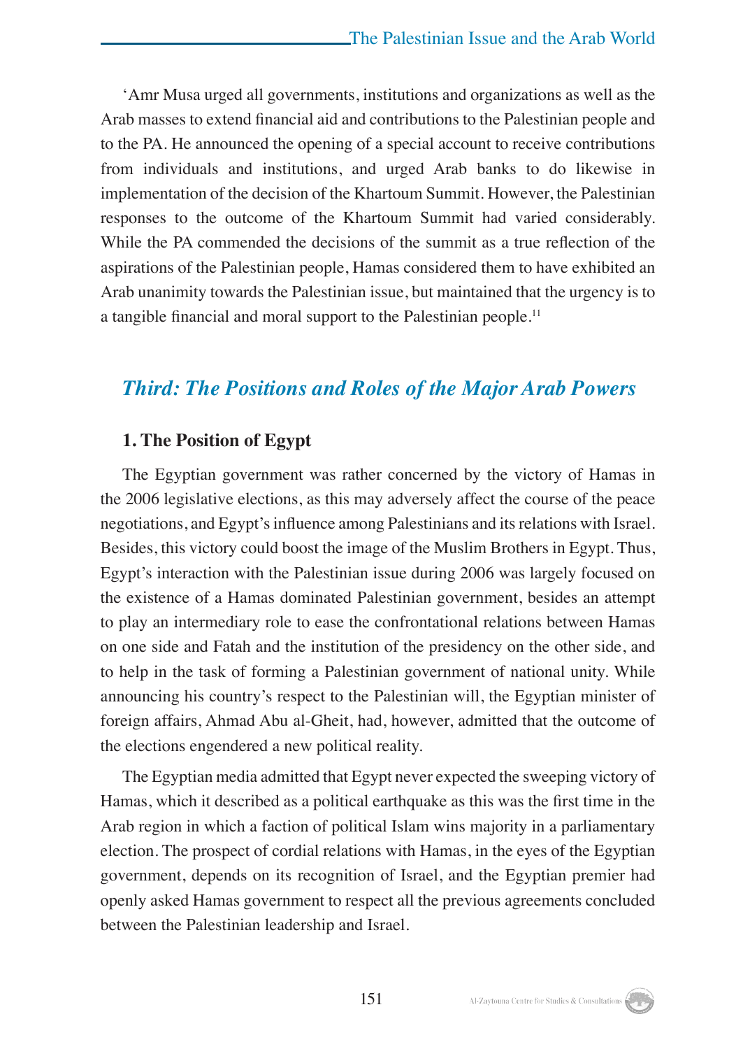‘Amr Musa urged all governments, institutions and organizations as well as the Arab masses to extend financial aid and contributions to the Palestinian people and to the PA. He announced the opening of a special account to receive contributions from individuals and institutions, and urged Arab banks to do likewise in implementation of the decision of the Khartoum Summit. However, the Palestinian responses to the outcome of the Khartoum Summit had varied considerably. While the PA commended the decisions of the summit as a true reflection of the aspirations of the Palestinian people, Hamas considered them to have exhibited an Arab unanimity towards the Palestinian issue, but maintained that the urgency is to a tangible financial and moral support to the Palestinian people.[11]

## *Third: The Positions and Roles of the Major Arab Powers*

### 1. The Position of Egypt

The Egyptian government was rather concerned by the victory of Hamas in the 2006 legislative elections, as this may adversely affect the course of the peace negotiations, and Egypt’s influence among Palestinians and its relations with Israel. Besides, this victory could boost the image of the Muslim Brothers in Egypt. Thus, Egypt’s interaction with the Palestinian issue during 2006 was largely focused on the existence of a Hamas dominated Palestinian government, besides an attempt to play an intermediary role to ease the confrontational relations between Hamas on one side and Fatah and the institution of the presidency on the other side, and to help in the task of forming a Palestinian government of national unity. While announcing his country’s respect to the Palestinian will, the Egyptian minister of foreign affairs, Ahmad Abu al-Gheit, had, however, admitted that the outcome of the elections engendered a new political reality.

The Egyptian media admitted that Egypt never expected the sweeping victory of Hamas, which it described as a political earthquake as this was the first time in the Arab region in which a faction of political Islam wins majority in a parliamentary election. The prospect of cordial relations with Hamas, in the eyes of the Egyptian government, depends on its recognition of Israel, and the Egyptian premier had openly asked Hamas government to respect all the previous agreements concluded between the Palestinian leadership and Israel.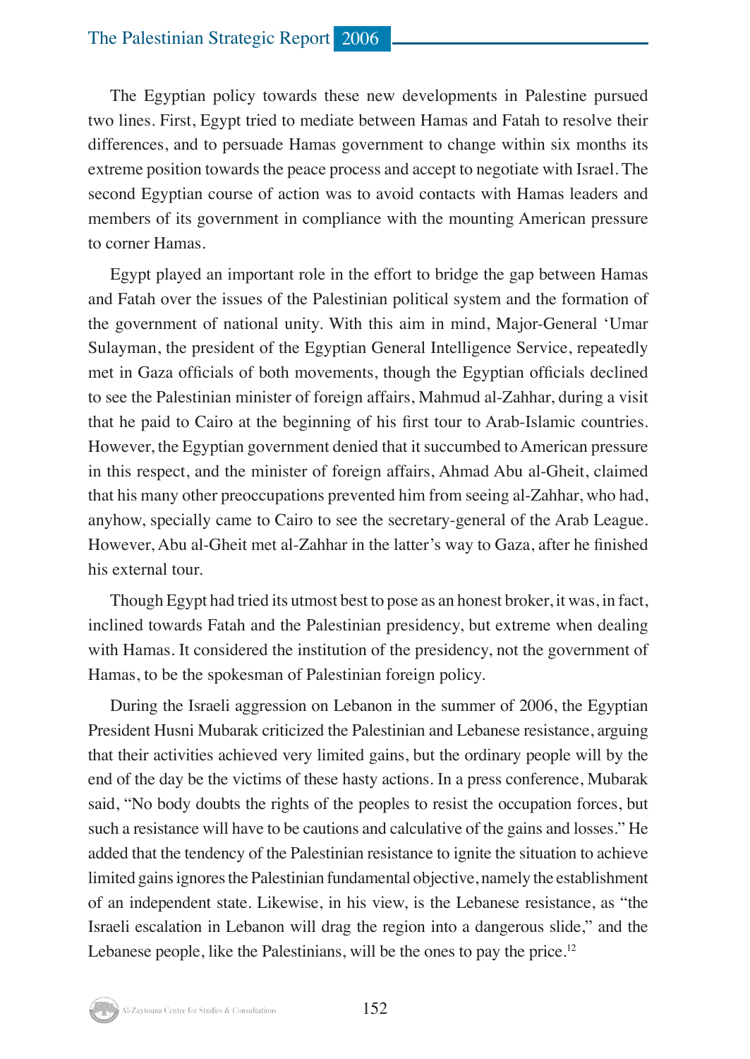The Egyptian policy towards these new developments in Palestine pursued two lines. First, Egypt tried to mediate between Hamas and Fatah to resolve their differences, and to persuade Hamas government to change within six months its extreme position towards the peace process and accept to negotiate with Israel. The second Egyptian course of action was to avoid contacts with Hamas leaders and members of its government in compliance with the mounting American pressure to corner Hamas.

Egypt played an important role in the effort to bridge the gap between Hamas and Fatah over the issues of the Palestinian political system and the formation of the government of national unity. With this aim in mind, Major-General ‘Umar Sulayman, the president of the Egyptian General Intelligence Service, repeatedly met in Gaza officials of both movements, though the Egyptian officials declined to see the Palestinian minister of foreign affairs, Mahmud al-Zahhar, during a visit that he paid to Cairo at the beginning of his first tour to Arab-Islamic countries. However, the Egyptian government denied that it succumbed to American pressure in this respect, and the minister of foreign affairs, Ahmad Abu al-Gheit, claimed that his many other preoccupations prevented him from seeing al-Zahhar, who had, anyhow, specially came to Cairo to see the secretary-general of the Arab League. However, Abu al-Gheit met al-Zahhar in the latter’s way to Gaza, after he finished his external tour.

Though Egypt had tried its utmost best to pose as an honest broker, it was, in fact, inclined towards Fatah and the Palestinian presidency, but extreme when dealing with Hamas. It considered the institution of the presidency, not the government of Hamas, to be the spokesman of Palestinian foreign policy.

During the Israeli aggression on Lebanon in the summer of 2006, the Egyptian President Husni Mubarak criticized the Palestinian and Lebanese resistance, arguing that their activities achieved very limited gains, but the ordinary people will by the end of the day be the victims of these hasty actions. In a press conference, Mubarak said, “No body doubts the rights of the peoples to resist the occupation forces, but such a resistance will have to be cautions and calculative of the gains and losses.” He added that the tendency of the Palestinian resistance to ignite the situation to achieve limited gains ignores the Palestinian fundamental objective, namely the establishment of an independent state. Likewise, in his view, is the Lebanese resistance, as “the Israeli escalation in Lebanon will drag the region into a dangerous slide,” and the Lebanese people, like the Palestinians, will be the ones to pay the price.[12]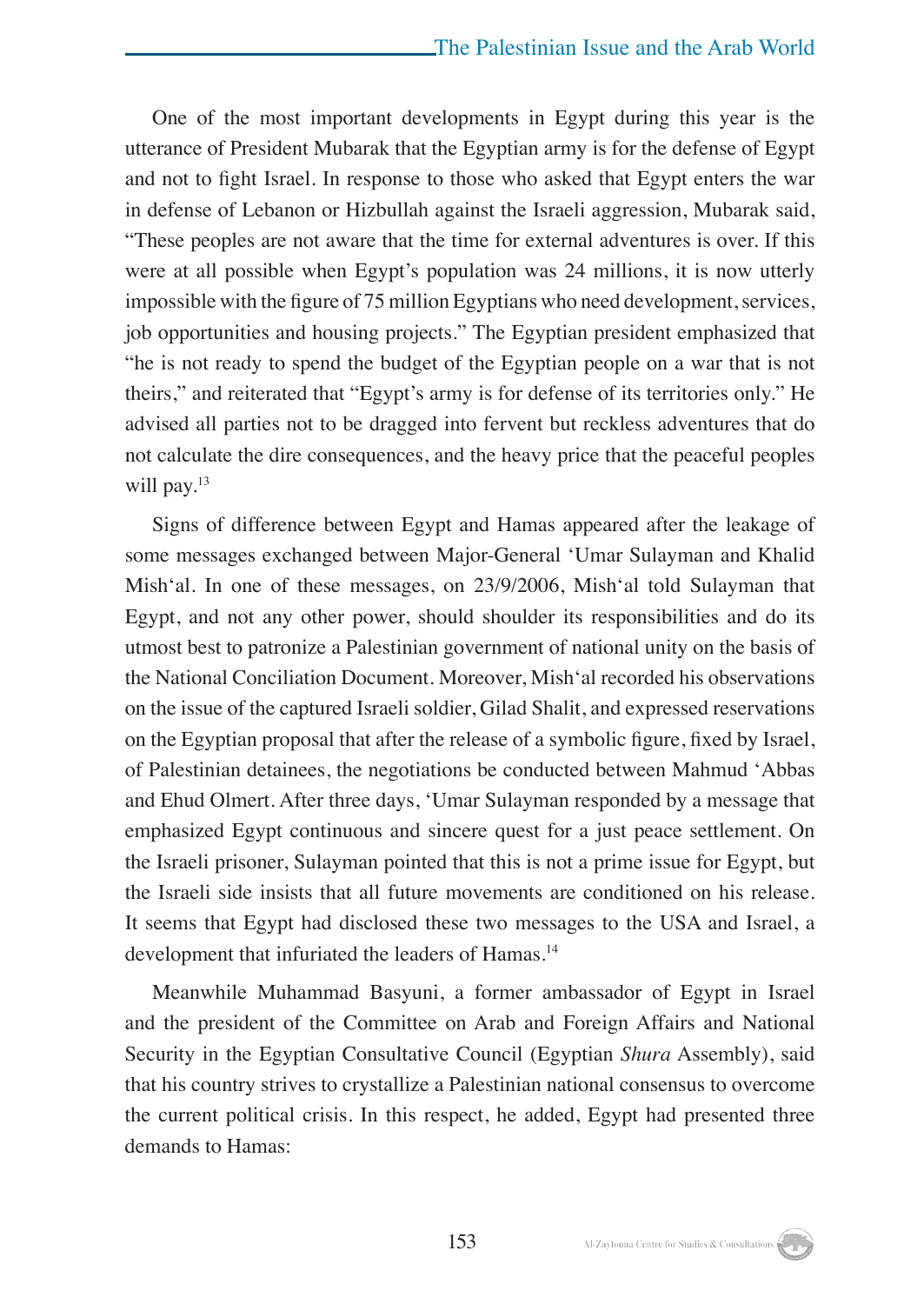One of the most important developments in Egypt during this year is the utterance of President Mubarak that the Egyptian army is for the defense of Egypt and not to fight Israel. In response to those who asked that Egypt enters the war in defense of Lebanon or Hizbullah against the Israeli aggression, Mubarak said, "These peoples are not aware that the time for external adventures is over. If this were at all possible when Egypt's population was 24 millions, it is now utterly impossible with the figure of 75 million Egyptians who need development, services, job opportunities and housing projects." The Egyptian president emphasized that "he is not ready to spend the budget of the Egyptian people on a war that is not theirs," and reiterated that "Egypt's army is for defense of its territories only." He advised all parties not to be dragged into fervent but reckless adventures that do not calculate the dire consequences, and the heavy price that the peaceful peoples will pay.[13]

Signs of difference between Egypt and Hamas appeared after the leakage of some messages exchanged between Major-General 'Umar Sulayman and Khalid Mish'al. In one of these messages, on 23/9/2006, Mish'al told Sulayman that Egypt, and not any other power, should shoulder its responsibilities and do its utmost best to patronize a Palestinian government of national unity on the basis of the National Conciliation Document. Moreover, Mish'al recorded his observations on the issue of the captured Israeli soldier, Gilad Shalit, and expressed reservations on the Egyptian proposal that after the release of a symbolic figure, fixed by Israel, of Palestinian detainees, the negotiations be conducted between Mahmud 'Abbas and Ehud Olmert. After three days, 'Umar Sulayman responded by a message that emphasized Egypt continuous and sincere quest for a just peace settlement. On the Israeli prisoner, Sulayman pointed that this is not a prime issue for Egypt, but the Israeli side insists that all future movements are conditioned on his release. It seems that Egypt had disclosed these two messages to the USA and Israel, a development that infuriated the leaders of Hamas.[14]

Meanwhile Muhammad Basyuni, a former ambassador of Egypt in Israel and the president of the Committee on Arab and Foreign Affairs and National Security in the Egyptian Consultative Council (Egyptian *Shura* Assembly), said that his country strives to crystallize a Palestinian national consensus to overcome the current political crisis. In this respect, he added, Egypt had presented three demands to Hamas: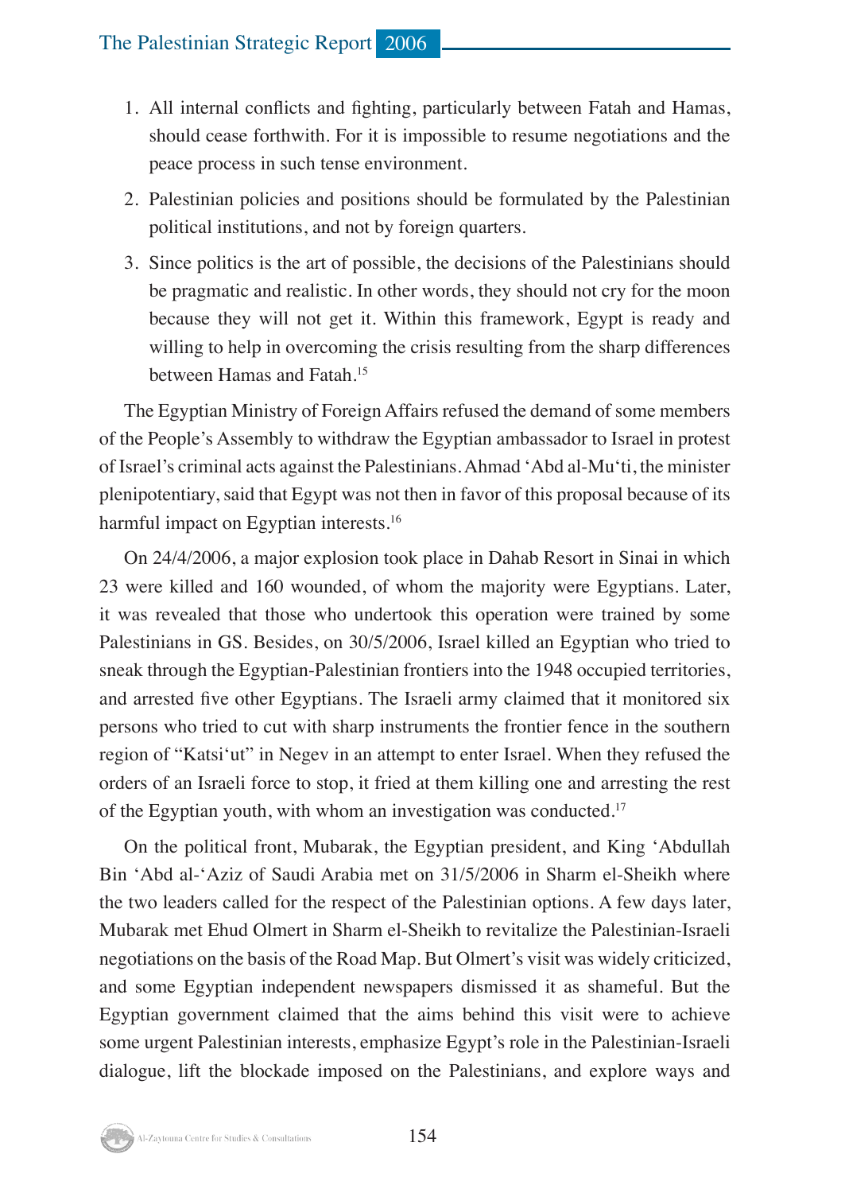1. All internal conflicts and fighting, particularly between Fatah and Hamas, should cease forthwith. For it is impossible to resume negotiations and the peace process in such tense environment.
2. Palestinian policies and positions should be formulated by the Palestinian political institutions, and not by foreign quarters.
3. Since politics is the art of possible, the decisions of the Palestinians should be pragmatic and realistic. In other words, they should not cry for the moon because they will not get it. Within this framework, Egypt is ready and willing to help in overcoming the crisis resulting from the sharp differences between Hamas and Fatah.[15]

The Egyptian Ministry of Foreign Affairs refused the demand of some members of the People's Assembly to withdraw the Egyptian ambassador to Israel in protest of Israel's criminal acts against the Palestinians. Ahmad 'Abd al-Mu'ti, the minister plenipotentiary, said that Egypt was not then in favor of this proposal because of its harmful impact on Egyptian interests.[16]

On 24/4/2006, a major explosion took place in Dahab Resort in Sinai in which 23 were killed and 160 wounded, of whom the majority were Egyptians. Later, it was revealed that those who undertook this operation were trained by some Palestinians in GS. Besides, on 30/5/2006, Israel killed an Egyptian who tried to sneak through the Egyptian-Palestinian frontiers into the 1948 occupied territories, and arrested five other Egyptians. The Israeli army claimed that it monitored six persons who tried to cut with sharp instruments the frontier fence in the southern region of "Katsi'ut" in Negev in an attempt to enter Israel. When they refused the orders of an Israeli force to stop, it fried at them killing one and arresting the rest of the Egyptian youth, with whom an investigation was conducted.[17]

On the political front, Mubarak, the Egyptian president, and King 'Abdullah Bin 'Abd al-'Aziz of Saudi Arabia met on 31/5/2006 in Sharm el-Sheikh where the two leaders called for the respect of the Palestinian options. A few days later, Mubarak met Ehud Olmert in Sharm el-Sheikh to revitalize the Palestinian-Israeli negotiations on the basis of the Road Map. But Olmert's visit was widely criticized, and some Egyptian independent newspapers dismissed it as shameful. But the Egyptian government claimed that the aims behind this visit were to achieve some urgent Palestinian interests, emphasize Egypt's role in the Palestinian-Israeli dialogue, lift the blockade imposed on the Palestinians, and explore ways and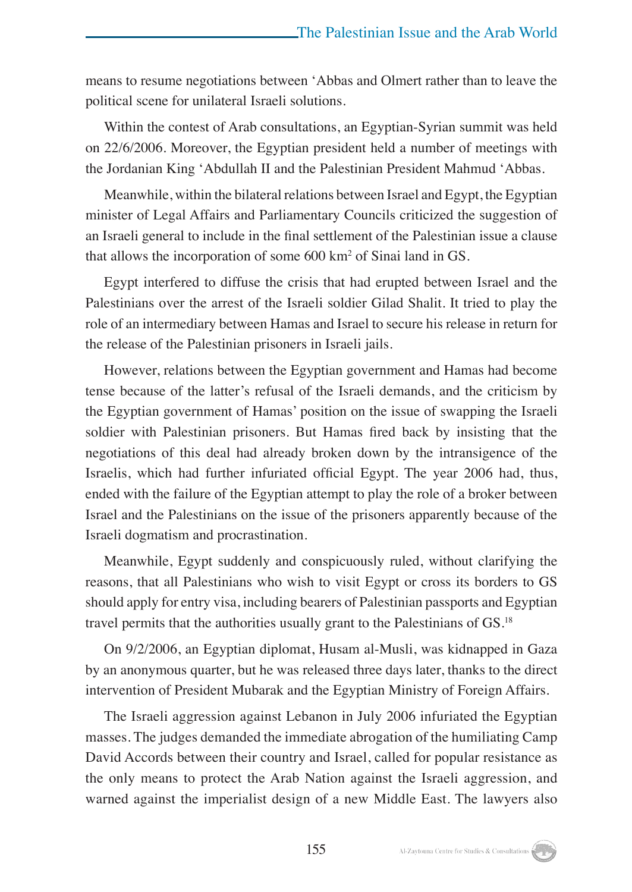means to resume negotiations between ‘Abbas and Olmert rather than to leave the political scene for unilateral Israeli solutions.

Within the contest of Arab consultations, an Egyptian-Syrian summit was held on 22/6/2006. Moreover, the Egyptian president held a number of meetings with the Jordanian King ‘Abdullah II and the Palestinian President Mahmud ‘Abbas.

Meanwhile, within the bilateral relations between Israel and Egypt, the Egyptian minister of Legal Affairs and Parliamentary Councils criticized the suggestion of an Israeli general to include in the final settlement of the Palestinian issue a clause that allows the incorporation of some 600 $km^2$ of Sinai land in GS.

Egypt interfered to diffuse the crisis that had erupted between Israel and the Palestinians over the arrest of the Israeli soldier Gilad Shalit. It tried to play the role of an intermediary between Hamas and Israel to secure his release in return for the release of the Palestinian prisoners in Israeli jails.

However, relations between the Egyptian government and Hamas had become tense because of the latter’s refusal of the Israeli demands, and the criticism by the Egyptian government of Hamas’ position on the issue of swapping the Israeli soldier with Palestinian prisoners. But Hamas fired back by insisting that the negotiations of this deal had already broken down by the intransigence of the Israelis, which had further infuriated official Egypt. The year 2006 had, thus, ended with the failure of the Egyptian attempt to play the role of a broker between Israel and the Palestinians on the issue of the prisoners apparently because of the Israeli dogmatism and procrastination.

Meanwhile, Egypt suddenly and conspicuously ruled, without clarifying the reasons, that all Palestinians who wish to visit Egypt or cross its borders to GS should apply for entry visa, including bearers of Palestinian passports and Egyptian travel permits that the authorities usually grant to the Palestinians of GS.[18]

On 9/2/2006, an Egyptian diplomat, Husam al-Musli, was kidnapped in Gaza by an anonymous quarter, but he was released three days later, thanks to the direct intervention of President Mubarak and the Egyptian Ministry of Foreign Affairs.

The Israeli aggression against Lebanon in July 2006 infuriated the Egyptian masses. The judges demanded the immediate abrogation of the humiliating Camp David Accords between their country and Israel, called for popular resistance as the only means to protect the Arab Nation against the Israeli aggression, and warned against the imperialist design of a new Middle East. The lawyers also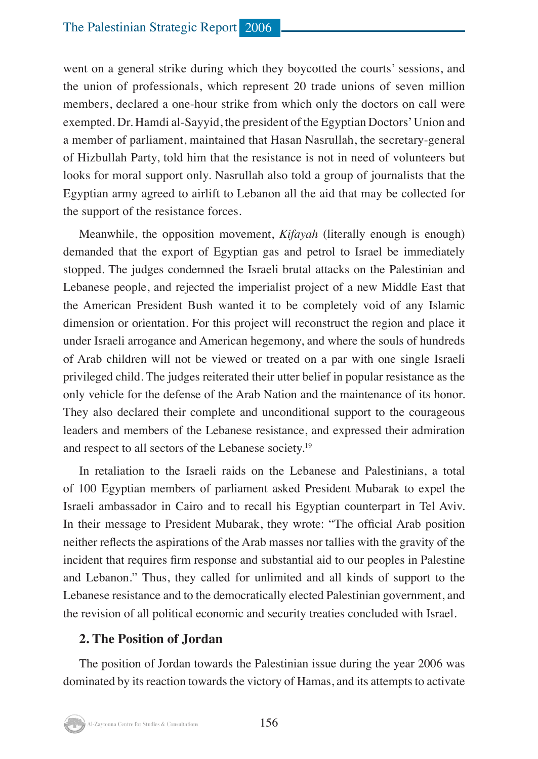went on a general strike during which they boycotted the courts' sessions, and the union of professionals, which represent 20 trade unions of seven million members, declared a one-hour strike from which only the doctors on call were exempted. Dr. Hamdi al-Sayyid, the president of the Egyptian Doctors' Union and a member of parliament, maintained that Hasan Nasrullah, the secretary-general of Hizbullah Party, told him that the resistance is not in need of volunteers but looks for moral support only. Nasrullah also told a group of journalists that the Egyptian army agreed to airlift to Lebanon all the aid that may be collected for the support of the resistance forces.

Meanwhile, the opposition movement, *Kifayah* (literally enough is enough) demanded that the export of Egyptian gas and petrol to Israel be immediately stopped. The judges condemned the Israeli brutal attacks on the Palestinian and Lebanese people, and rejected the imperialist project of a new Middle East that the American President Bush wanted it to be completely void of any Islamic dimension or orientation. For this project will reconstruct the region and place it under Israeli arrogance and American hegemony, and where the souls of hundreds of Arab children will not be viewed or treated on a par with one single Israeli privileged child. The judges reiterated their utter belief in popular resistance as the only vehicle for the defense of the Arab Nation and the maintenance of its honor. They also declared their complete and unconditional support to the courageous leaders and members of the Lebanese resistance, and expressed their admiration and respect to all sectors of the Lebanese society.[19]

In retaliation to the Israeli raids on the Lebanese and Palestinians, a total of 100 Egyptian members of parliament asked President Mubarak to expel the Israeli ambassador in Cairo and to recall his Egyptian counterpart in Tel Aviv. In their message to President Mubarak, they wrote: "The official Arab position neither reflects the aspirations of the Arab masses nor tallies with the gravity of the incident that requires firm response and substantial aid to our peoples in Palestine and Lebanon." Thus, they called for unlimited and all kinds of support to the Lebanese resistance and to the democratically elected Palestinian government, and the revision of all political economic and security treaties concluded with Israel.

### 2. The Position of Jordan

The position of Jordan towards the Palestinian issue during the year 2006 was dominated by its reaction towards the victory of Hamas, and its attempts to activate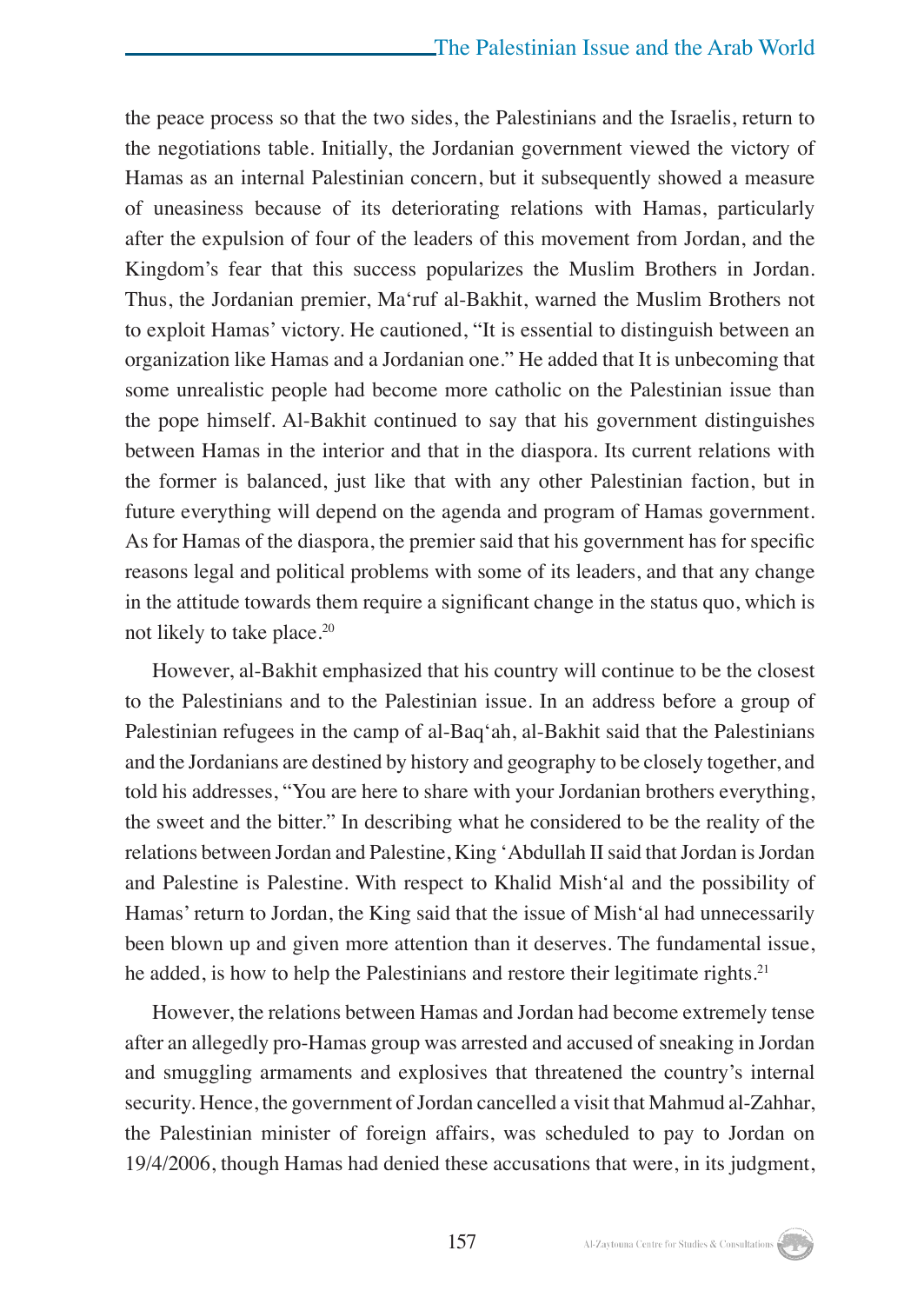the peace process so that the two sides, the Palestinians and the Israelis, return to the negotiations table. Initially, the Jordanian government viewed the victory of Hamas as an internal Palestinian concern, but it subsequently showed a measure of uneasiness because of its deteriorating relations with Hamas, particularly after the expulsion of four of the leaders of this movement from Jordan, and the Kingdom's fear that this success popularizes the Muslim Brothers in Jordan. Thus, the Jordanian premier, Ma'ruf al-Bakhit, warned the Muslim Brothers not to exploit Hamas' victory. He cautioned, "It is essential to distinguish between an organization like Hamas and a Jordanian one." He added that It is unbecoming that some unrealistic people had become more catholic on the Palestinian issue than the pope himself. Al-Bakhit continued to say that his government distinguishes between Hamas in the interior and that in the diaspora. Its current relations with the former is balanced, just like that with any other Palestinian faction, but in future everything will depend on the agenda and program of Hamas government. As for Hamas of the diaspora, the premier said that his government has for specific reasons legal and political problems with some of its leaders, and that any change in the attitude towards them require a significant change in the status quo, which is not likely to take place.[20]

However, al-Bakhit emphasized that his country will continue to be the closest to the Palestinians and to the Palestinian issue. In an address before a group of Palestinian refugees in the camp of al-Baq'ah, al-Bakhit said that the Palestinians and the Jordanians are destined by history and geography to be closely together, and told his addresses, "You are here to share with your Jordanian brothers everything, the sweet and the bitter." In describing what he considered to be the reality of the relations between Jordan and Palestine, King 'Abdullah II said that Jordan is Jordan and Palestine is Palestine. With respect to Khalid Mish'al and the possibility of Hamas' return to Jordan, the King said that the issue of Mish'al had unnecessarily been blown up and given more attention than it deserves. The fundamental issue, he added, is how to help the Palestinians and restore their legitimate rights.[21]

However, the relations between Hamas and Jordan had become extremely tense after an allegedly pro-Hamas group was arrested and accused of sneaking in Jordan and smuggling armaments and explosives that threatened the country's internal security. Hence, the government of Jordan cancelled a visit that Mahmud al-Zahhar, the Palestinian minister of foreign affairs, was scheduled to pay to Jordan on 19/4/2006, though Hamas had denied these accusations that were, in its judgment,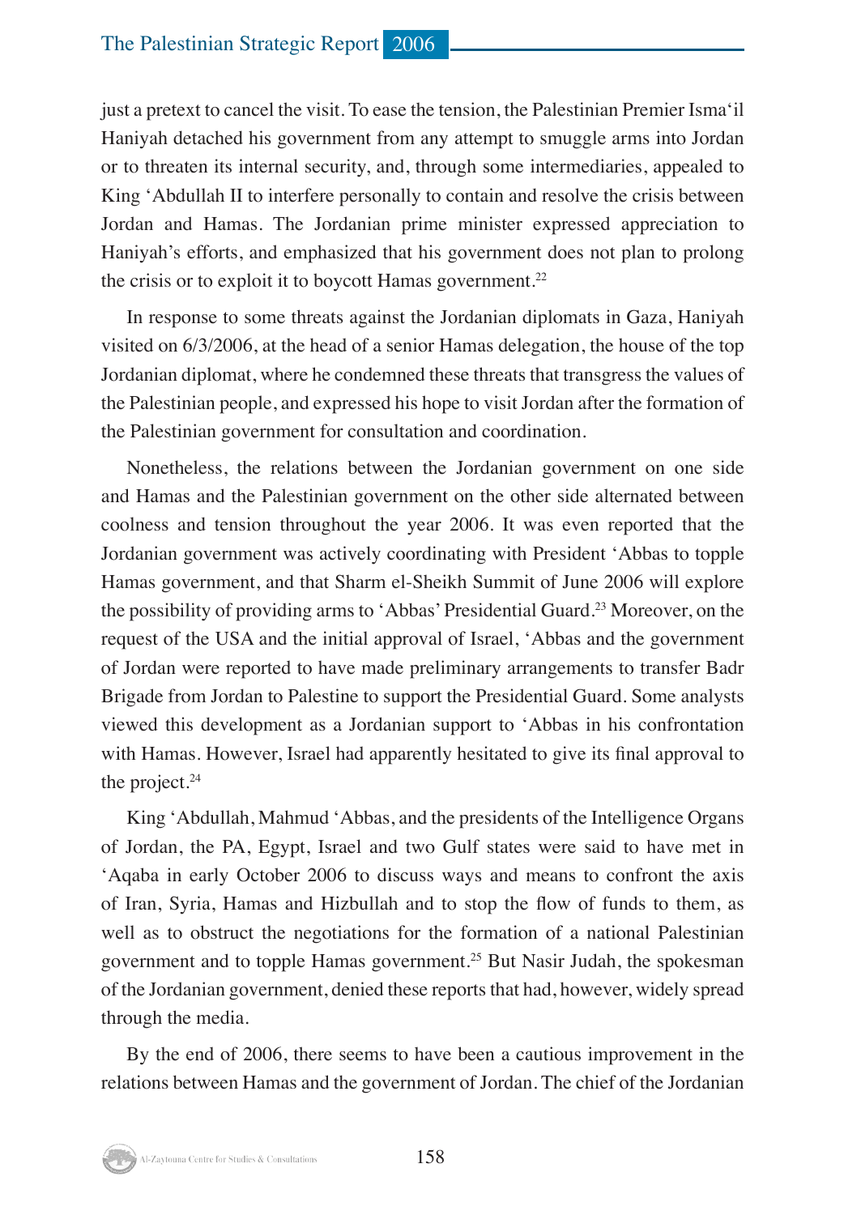just a pretext to cancel the visit. To ease the tension, the Palestinian Premier Isma'il Haniyah detached his government from any attempt to smuggle arms into Jordan or to threaten its internal security, and, through some intermediaries, appealed to King 'Abdullah II to interfere personally to contain and resolve the crisis between Jordan and Hamas. The Jordanian prime minister expressed appreciation to Haniyah's efforts, and emphasized that his government does not plan to prolong the crisis or to exploit it to boycott Hamas government.[22]

In response to some threats against the Jordanian diplomats in Gaza, Haniyah visited on 6/3/2006, at the head of a senior Hamas delegation, the house of the top Jordanian diplomat, where he condemned these threats that transgress the values of the Palestinian people, and expressed his hope to visit Jordan after the formation of the Palestinian government for consultation and coordination.

Nonetheless, the relations between the Jordanian government on one side and Hamas and the Palestinian government on the other side alternated between coolness and tension throughout the year 2006. It was even reported that the Jordanian government was actively coordinating with President 'Abbas to topple Hamas government, and that Sharm el-Sheikh Summit of June 2006 will explore the possibility of providing arms to 'Abbas' Presidential Guard.[23] Moreover, on the request of the USA and the initial approval of Israel, 'Abbas and the government of Jordan were reported to have made preliminary arrangements to transfer Badr Brigade from Jordan to Palestine to support the Presidential Guard. Some analysts viewed this development as a Jordanian support to 'Abbas in his confrontation with Hamas. However, Israel had apparently hesitated to give its final approval to the project.[24]

King 'Abdullah, Mahmud 'Abbas, and the presidents of the Intelligence Organs of Jordan, the PA, Egypt, Israel and two Gulf states were said to have met in 'Aqaba in early October 2006 to discuss ways and means to confront the axis of Iran, Syria, Hamas and Hizbullah and to stop the flow of funds to them, as well as to obstruct the negotiations for the formation of a national Palestinian government and to topple Hamas government.[25] But Nasir Judah, the spokesman of the Jordanian government, denied these reports that had, however, widely spread through the media.

By the end of 2006, there seems to have been a cautious improvement in the relations between Hamas and the government of Jordan. The chief of the Jordanian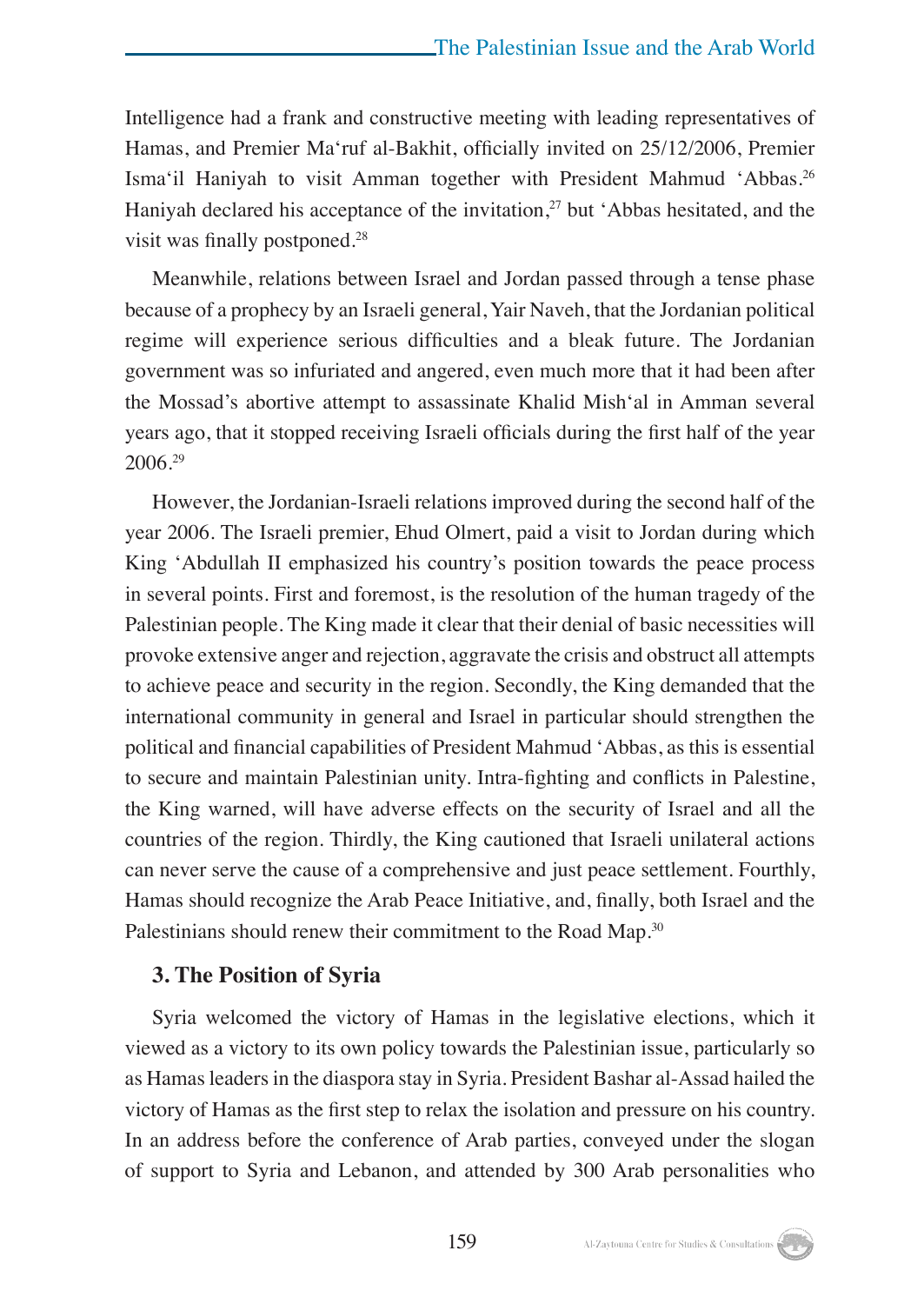Intelligence had a frank and constructive meeting with leading representatives of Hamas, and Premier Ma'ruf al-Bakhit, officially invited on 25/12/2006, Premier Isma'il Haniyah to visit Amman together with President Mahmud 'Abbas.[26] Haniyah declared his acceptance of the invitation,[27] but 'Abbas hesitated, and the visit was finally postponed.[28]

Meanwhile, relations between Israel and Jordan passed through a tense phase because of a prophecy by an Israeli general, Yair Naveh, that the Jordanian political regime will experience serious difficulties and a bleak future. The Jordanian government was so infuriated and angered, even much more that it had been after the Mossad's abortive attempt to assassinate Khalid Mish'al in Amman several years ago, that it stopped receiving Israeli officials during the first half of the year 2006.[29]

However, the Jordanian-Israeli relations improved during the second half of the year 2006. The Israeli premier, Ehud Olmert, paid a visit to Jordan during which King 'Abdullah II emphasized his country's position towards the peace process in several points. First and foremost, is the resolution of the human tragedy of the Palestinian people. The King made it clear that their denial of basic necessities will provoke extensive anger and rejection, aggravate the crisis and obstruct all attempts to achieve peace and security in the region. Secondly, the King demanded that the international community in general and Israel in particular should strengthen the political and financial capabilities of President Mahmud 'Abbas, as this is essential to secure and maintain Palestinian unity. Intra-fighting and conflicts in Palestine, the King warned, will have adverse effects on the security of Israel and all the countries of the region. Thirdly, the King cautioned that Israeli unilateral actions can never serve the cause of a comprehensive and just peace settlement. Fourthly, Hamas should recognize the Arab Peace Initiative, and, finally, both Israel and the Palestinians should renew their commitment to the Road Map.[30]

### 3. The Position of Syria

Syria welcomed the victory of Hamas in the legislative elections, which it viewed as a victory to its own policy towards the Palestinian issue, particularly so as Hamas leaders in the diaspora stay in Syria. President Bashar al-Assad hailed the victory of Hamas as the first step to relax the isolation and pressure on his country. In an address before the conference of Arab parties, conveyed under the slogan of support to Syria and Lebanon, and attended by 300 Arab personalities who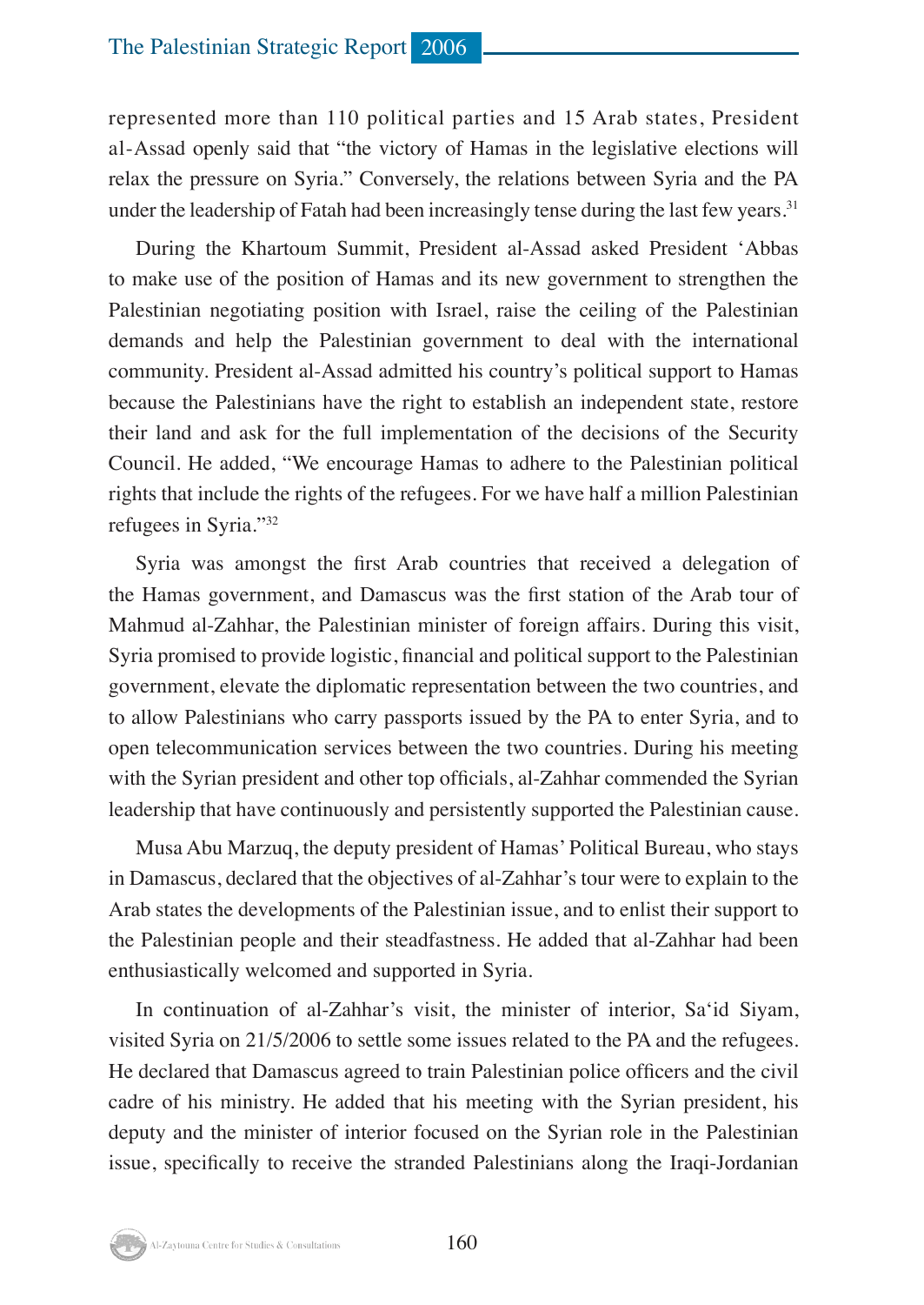represented more than 110 political parties and 15 Arab states, President al-Assad openly said that "the victory of Hamas in the legislative elections will relax the pressure on Syria." Conversely, the relations between Syria and the PA under the leadership of Fatah had been increasingly tense during the last few years.[31]

During the Khartoum Summit, President al-Assad asked President ‘Abbas to make use of the position of Hamas and its new government to strengthen the Palestinian negotiating position with Israel, raise the ceiling of the Palestinian demands and help the Palestinian government to deal with the international community. President al-Assad admitted his country's political support to Hamas because the Palestinians have the right to establish an independent state, restore their land and ask for the full implementation of the decisions of the Security Council. He added, "We encourage Hamas to adhere to the Palestinian political rights that include the rights of the refugees. For we have half a million Palestinian refugees in Syria."[32]

Syria was amongst the first Arab countries that received a delegation of the Hamas government, and Damascus was the first station of the Arab tour of Mahmud al-Zahhar, the Palestinian minister of foreign affairs. During this visit, Syria promised to provide logistic, financial and political support to the Palestinian government, elevate the diplomatic representation between the two countries, and to allow Palestinians who carry passports issued by the PA to enter Syria, and to open telecommunication services between the two countries. During his meeting with the Syrian president and other top officials, al-Zahhar commended the Syrian leadership that have continuously and persistently supported the Palestinian cause.

Musa Abu Marzuq, the deputy president of Hamas' Political Bureau, who stays in Damascus, declared that the objectives of al-Zahhar's tour were to explain to the Arab states the developments of the Palestinian issue, and to enlist their support to the Palestinian people and their steadfastness. He added that al-Zahhar had been enthusiastically welcomed and supported in Syria.

In continuation of al-Zahhar's visit, the minister of interior, Sa‘id Siyam, visited Syria on 21/5/2006 to settle some issues related to the PA and the refugees. He declared that Damascus agreed to train Palestinian police officers and the civil cadre of his ministry. He added that his meeting with the Syrian president, his deputy and the minister of interior focused on the Syrian role in the Palestinian issue, specifically to receive the stranded Palestinians along the Iraqi-Jordanian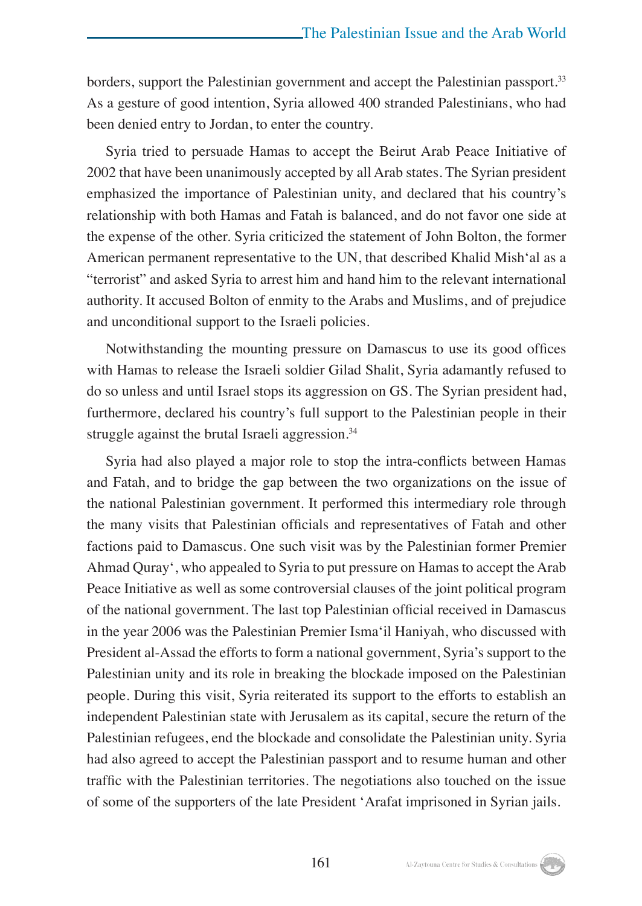borders, support the Palestinian government and accept the Palestinian passport.[33] As a gesture of good intention, Syria allowed 400 stranded Palestinians, who had been denied entry to Jordan, to enter the country.

Syria tried to persuade Hamas to accept the Beirut Arab Peace Initiative of 2002 that have been unanimously accepted by all Arab states. The Syrian president emphasized the importance of Palestinian unity, and declared that his country's relationship with both Hamas and Fatah is balanced, and do not favor one side at the expense of the other. Syria criticized the statement of John Bolton, the former American permanent representative to the UN, that described Khalid Mish'al as a "terrorist" and asked Syria to arrest him and hand him to the relevant international authority. It accused Bolton of enmity to the Arabs and Muslims, and of prejudice and unconditional support to the Israeli policies.

Notwithstanding the mounting pressure on Damascus to use its good offices with Hamas to release the Israeli soldier Gilad Shalit, Syria adamantly refused to do so unless and until Israel stops its aggression on GS. The Syrian president had, furthermore, declared his country's full support to the Palestinian people in their struggle against the brutal Israeli aggression.[34]

Syria had also played a major role to stop the intra-conflicts between Hamas and Fatah, and to bridge the gap between the two organizations on the issue of the national Palestinian government. It performed this intermediary role through the many visits that Palestinian officials and representatives of Fatah and other factions paid to Damascus. One such visit was by the Palestinian former Premier Ahmad Quray', who appealed to Syria to put pressure on Hamas to accept the Arab Peace Initiative as well as some controversial clauses of the joint political program of the national government. The last top Palestinian official received in Damascus in the year 2006 was the Palestinian Premier Isma'il Haniyah, who discussed with President al-Assad the efforts to form a national government, Syria's support to the Palestinian unity and its role in breaking the blockade imposed on the Palestinian people. During this visit, Syria reiterated its support to the efforts to establish an independent Palestinian state with Jerusalem as its capital, secure the return of the Palestinian refugees, end the blockade and consolidate the Palestinian unity. Syria had also agreed to accept the Palestinian passport and to resume human and other traffic with the Palestinian territories. The negotiations also touched on the issue of some of the supporters of the late President 'Arafat imprisoned in Syrian jails.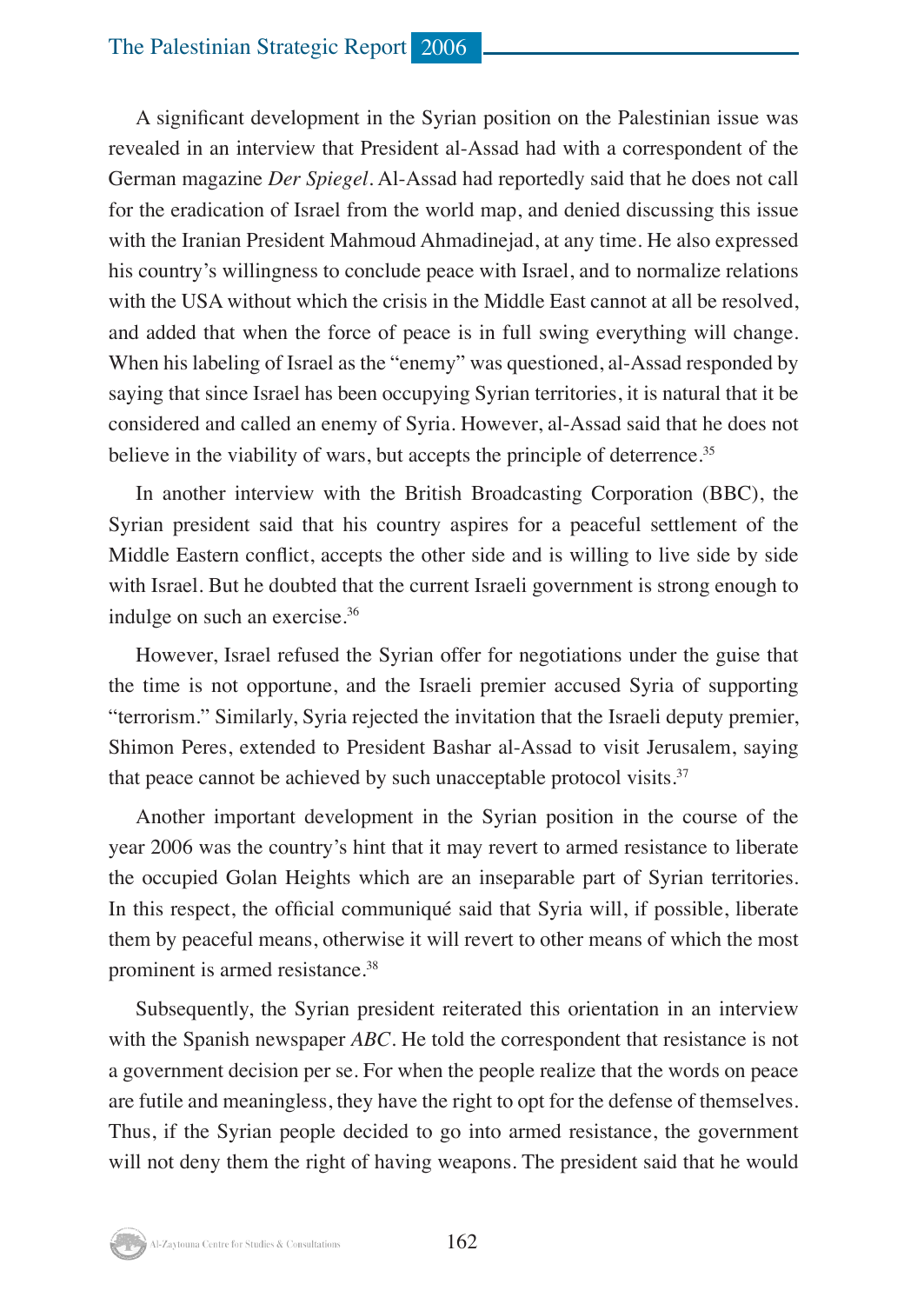A significant development in the Syrian position on the Palestinian issue was revealed in an interview that President al-Assad had with a correspondent of the German magazine *Der Spiegel*. Al-Assad had reportedly said that he does not call for the eradication of Israel from the world map, and denied discussing this issue with the Iranian President Mahmoud Ahmadinejad, at any time. He also expressed his country's willingness to conclude peace with Israel, and to normalize relations with the USA without which the crisis in the Middle East cannot at all be resolved, and added that when the force of peace is in full swing everything will change. When his labeling of Israel as the "enemy" was questioned, al-Assad responded by saying that since Israel has been occupying Syrian territories, it is natural that it be considered and called an enemy of Syria. However, al-Assad said that he does not believe in the viability of wars, but accepts the principle of deterrence.[35]

In another interview with the British Broadcasting Corporation (BBC), the Syrian president said that his country aspires for a peaceful settlement of the Middle Eastern conflict, accepts the other side and is willing to live side by side with Israel. But he doubted that the current Israeli government is strong enough to indulge on such an exercise.[36]

However, Israel refused the Syrian offer for negotiations under the guise that the time is not opportune, and the Israeli premier accused Syria of supporting "terrorism." Similarly, Syria rejected the invitation that the Israeli deputy premier, Shimon Peres, extended to President Bashar al-Assad to visit Jerusalem, saying that peace cannot be achieved by such unacceptable protocol visits.[37]

Another important development in the Syrian position in the course of the year 2006 was the country's hint that it may revert to armed resistance to liberate the occupied Golan Heights which are an inseparable part of Syrian territories. In this respect, the official communiqué said that Syria will, if possible, liberate them by peaceful means, otherwise it will revert to other means of which the most prominent is armed resistance.[38]

Subsequently, the Syrian president reiterated this orientation in an interview with the Spanish newspaper *ABC*. He told the correspondent that resistance is not a government decision per se. For when the people realize that the words on peace are futile and meaningless, they have the right to opt for the defense of themselves. Thus, if the Syrian people decided to go into armed resistance, the government will not deny them the right of having weapons. The president said that he would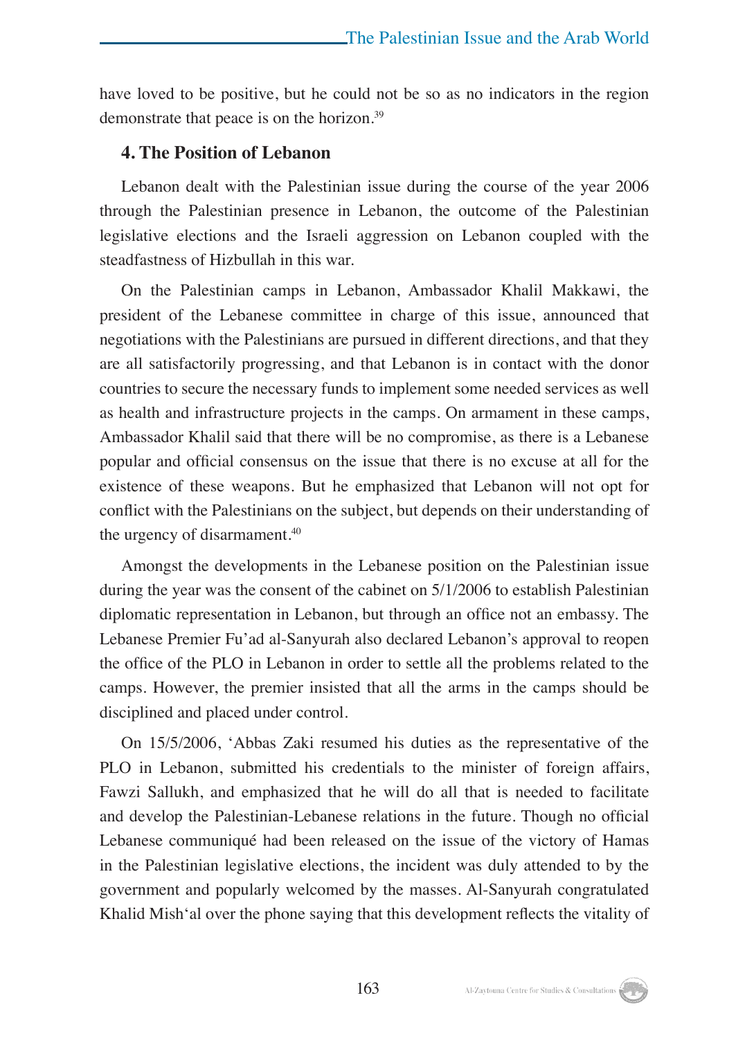have loved to be positive, but he could not be so as no indicators in the region demonstrate that peace is on the horizon.[39]

## 4. The Position of Lebanon

Lebanon dealt with the Palestinian issue during the course of the year 2006 through the Palestinian presence in Lebanon, the outcome of the Palestinian legislative elections and the Israeli aggression on Lebanon coupled with the steadfastness of Hizbullah in this war.

On the Palestinian camps in Lebanon, Ambassador Khalil Makkawi, the president of the Lebanese committee in charge of this issue, announced that negotiations with the Palestinians are pursued in different directions, and that they are all satisfactorily progressing, and that Lebanon is in contact with the donor countries to secure the necessary funds to implement some needed services as well as health and infrastructure projects in the camps. On armament in these camps, Ambassador Khalil said that there will be no compromise, as there is a Lebanese popular and official consensus on the issue that there is no excuse at all for the existence of these weapons. But he emphasized that Lebanon will not opt for conflict with the Palestinians on the subject, but depends on their understanding of the urgency of disarmament.[40]

Amongst the developments in the Lebanese position on the Palestinian issue during the year was the consent of the cabinet on 5/1/2006 to establish Palestinian diplomatic representation in Lebanon, but through an office not an embassy. The Lebanese Premier Fu'ad al-Sanyurah also declared Lebanon's approval to reopen the office of the PLO in Lebanon in order to settle all the problems related to the camps. However, the premier insisted that all the arms in the camps should be disciplined and placed under control.

On 15/5/2006, 'Abbas Zaki resumed his duties as the representative of the PLO in Lebanon, submitted his credentials to the minister of foreign affairs, Fawzi Sallukh, and emphasized that he will do all that is needed to facilitate and develop the Palestinian-Lebanese relations in the future. Though no official Lebanese communiqué had been released on the issue of the victory of Hamas in the Palestinian legislative elections, the incident was duly attended to by the government and popularly welcomed by the masses. Al-Sanyurah congratulated Khalid Mish'al over the phone saying that this development reflects the vitality of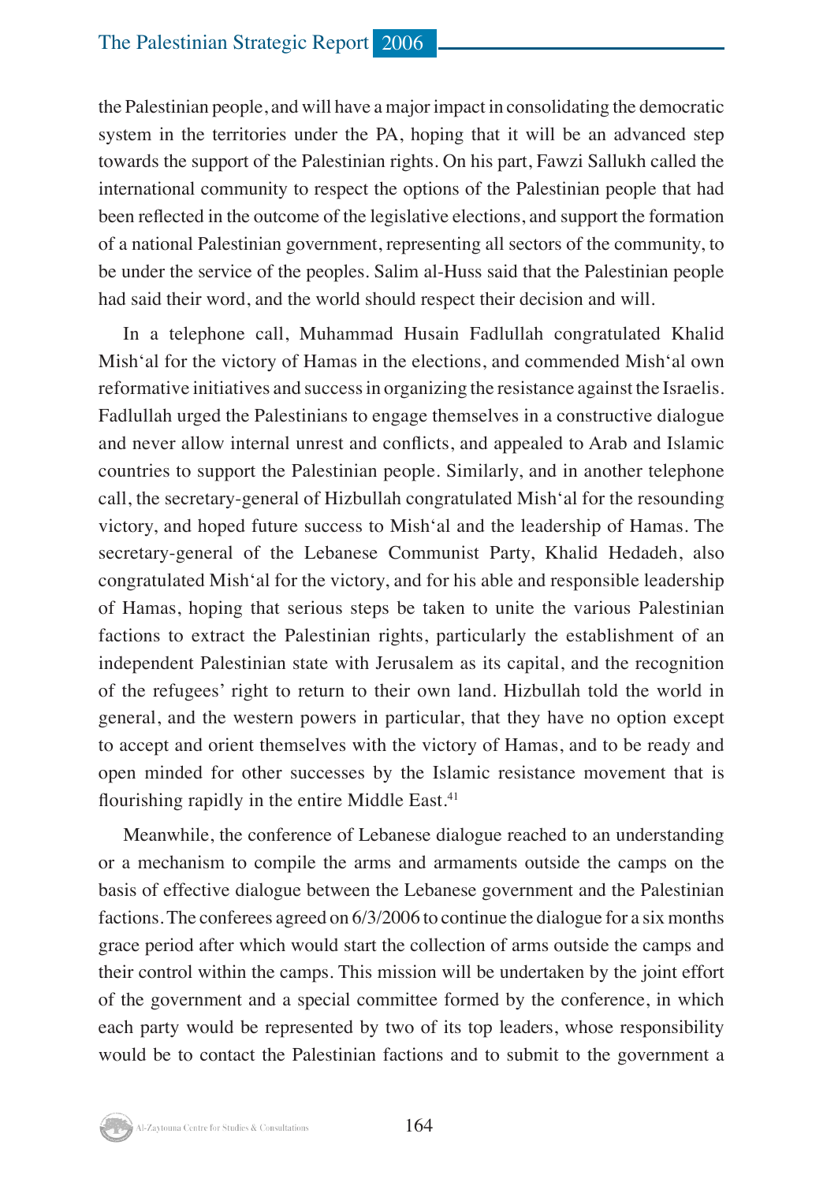the Palestinian people, and will have a major impact in consolidating the democratic system in the territories under the PA, hoping that it will be an advanced step towards the support of the Palestinian rights. On his part, Fawzi Sallukh called the international community to respect the options of the Palestinian people that had been reflected in the outcome of the legislative elections, and support the formation of a national Palestinian government, representing all sectors of the community, to be under the service of the peoples. Salim al-Huss said that the Palestinian people had said their word, and the world should respect their decision and will.

In a telephone call, Muhammad Husain Fadlullah congratulated Khalid Mish'al for the victory of Hamas in the elections, and commended Mish'al own reformative initiatives and success in organizing the resistance against the Israelis. Fadlullah urged the Palestinians to engage themselves in a constructive dialogue and never allow internal unrest and conflicts, and appealed to Arab and Islamic countries to support the Palestinian people. Similarly, and in another telephone call, the secretary-general of Hizbullah congratulated Mish'al for the resounding victory, and hoped future success to Mish'al and the leadership of Hamas. The secretary-general of the Lebanese Communist Party, Khalid Hedadeh, also congratulated Mish'al for the victory, and for his able and responsible leadership of Hamas, hoping that serious steps be taken to unite the various Palestinian factions to extract the Palestinian rights, particularly the establishment of an independent Palestinian state with Jerusalem as its capital, and the recognition of the refugees' right to return to their own land. Hizbullah told the world in general, and the western powers in particular, that they have no option except to accept and orient themselves with the victory of Hamas, and to be ready and open minded for other successes by the Islamic resistance movement that is flourishing rapidly in the entire Middle East.[41]

Meanwhile, the conference of Lebanese dialogue reached to an understanding or a mechanism to compile the arms and armaments outside the camps on the basis of effective dialogue between the Lebanese government and the Palestinian factions. The conferees agreed on 6/3/2006 to continue the dialogue for a six months grace period after which would start the collection of arms outside the camps and their control within the camps. This mission will be undertaken by the joint effort of the government and a special committee formed by the conference, in which each party would be represented by two of its top leaders, whose responsibility would be to contact the Palestinian factions and to submit to the government a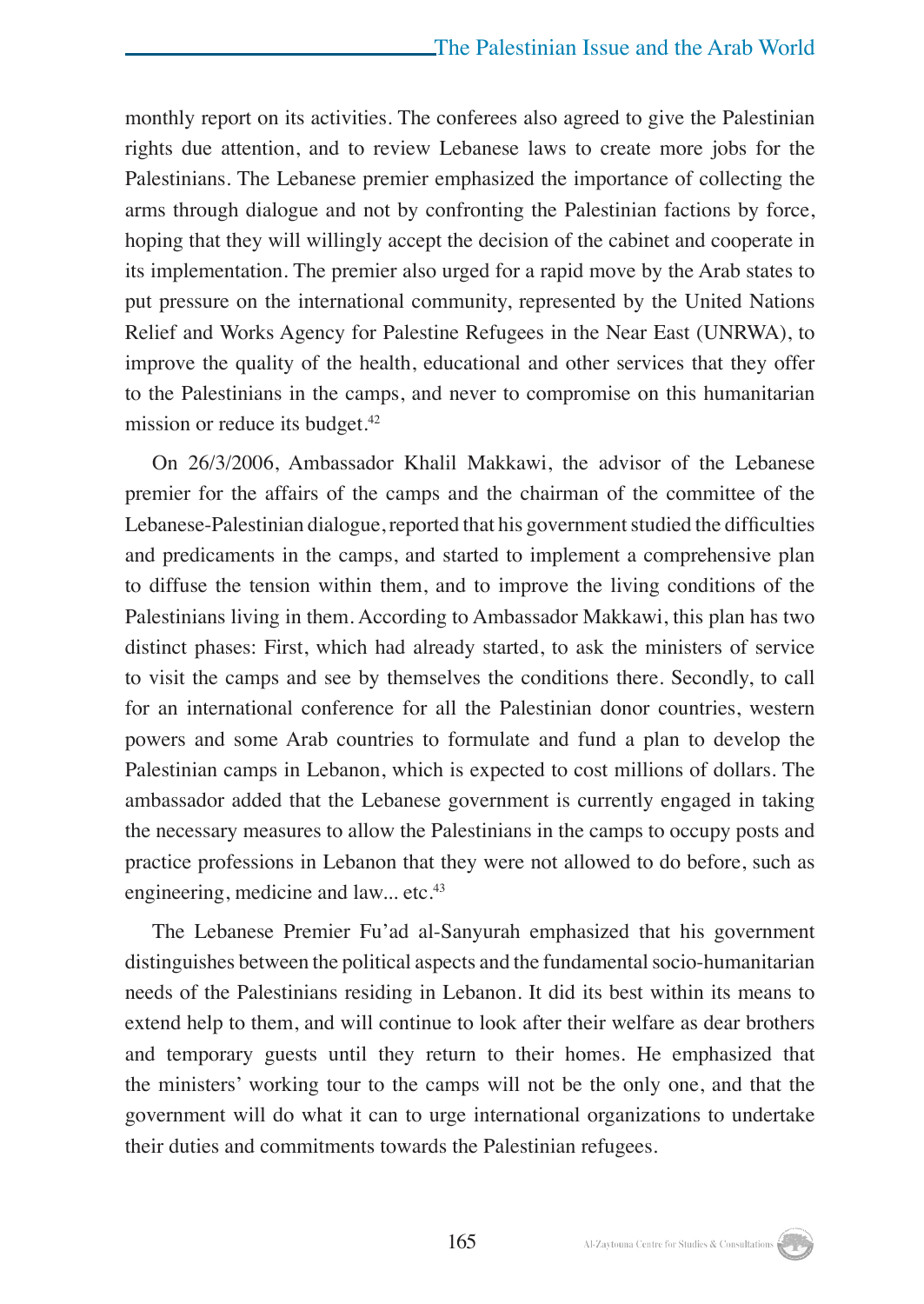monthly report on its activities. The conferees also agreed to give the Palestinian rights due attention, and to review Lebanese laws to create more jobs for the Palestinians. The Lebanese premier emphasized the importance of collecting the arms through dialogue and not by confronting the Palestinian factions by force, hoping that they will willingly accept the decision of the cabinet and cooperate in its implementation. The premier also urged for a rapid move by the Arab states to put pressure on the international community, represented by the United Nations Relief and Works Agency for Palestine Refugees in the Near East (UNRWA), to improve the quality of the health, educational and other services that they offer to the Palestinians in the camps, and never to compromise on this humanitarian mission or reduce its budget.[42]

On 26/3/2006, Ambassador Khalil Makkawi, the advisor of the Lebanese premier for the affairs of the camps and the chairman of the committee of the Lebanese-Palestinian dialogue, reported that his government studied the difficulties and predicaments in the camps, and started to implement a comprehensive plan to diffuse the tension within them, and to improve the living conditions of the Palestinians living in them. According to Ambassador Makkawi, this plan has two distinct phases: First, which had already started, to ask the ministers of service to visit the camps and see by themselves the conditions there. Secondly, to call for an international conference for all the Palestinian donor countries, western powers and some Arab countries to formulate and fund a plan to develop the Palestinian camps in Lebanon, which is expected to cost millions of dollars. The ambassador added that the Lebanese government is currently engaged in taking the necessary measures to allow the Palestinians in the camps to occupy posts and practice professions in Lebanon that they were not allowed to do before, such as engineering, medicine and law... etc.[43]

The Lebanese Premier Fu'ad al-Sanyurah emphasized that his government distinguishes between the political aspects and the fundamental socio-humanitarian needs of the Palestinians residing in Lebanon. It did its best within its means to extend help to them, and will continue to look after their welfare as dear brothers and temporary guests until they return to their homes. He emphasized that the ministers' working tour to the camps will not be the only one, and that the government will do what it can to urge international organizations to undertake their duties and commitments towards the Palestinian refugees.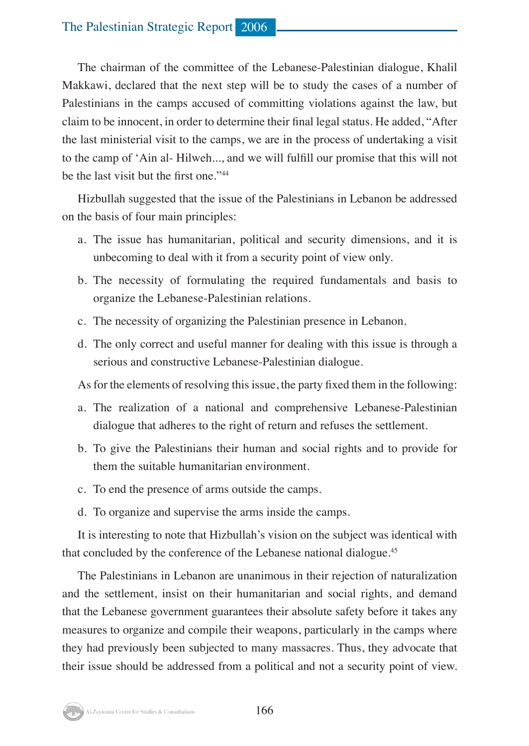The chairman of the committee of the Lebanese-Palestinian dialogue, Khalil Makkawi, declared that the next step will be to study the cases of a number of Palestinians in the camps accused of committing violations against the law, but claim to be innocent, in order to determine their final legal status. He added, "After the last ministerial visit to the camps, we are in the process of undertaking a visit to the camp of 'Ain al- Hilweh..., and we will fulfill our promise that this will not be the last visit but the first one."[44]

Hizbullah suggested that the issue of the Palestinians in Lebanon be addressed on the basis of four main principles:

a. The issue has humanitarian, political and security dimensions, and it is unbecoming to deal with it from a security point of view only.

b. The necessity of formulating the required fundamentals and basis to organize the Lebanese-Palestinian relations.

c. The necessity of organizing the Palestinian presence in Lebanon.

d. The only correct and useful manner for dealing with this issue is through a serious and constructive Lebanese-Palestinian dialogue.

As for the elements of resolving this issue, the party fixed them in the following:

a. The realization of a national and comprehensive Lebanese-Palestinian dialogue that adheres to the right of return and refuses the settlement.

b. To give the Palestinians their human and social rights and to provide for them the suitable humanitarian environment.

c. To end the presence of arms outside the camps.

d. To organize and supervise the arms inside the camps.

It is interesting to note that Hizbullah's vision on the subject was identical with that concluded by the conference of the Lebanese national dialogue.[45]

The Palestinians in Lebanon are unanimous in their rejection of naturalization and the settlement, insist on their humanitarian and social rights, and demand that the Lebanese government guarantees their absolute safety before it takes any measures to organize and compile their weapons, particularly in the camps where they had previously been subjected to many massacres. Thus, they advocate that their issue should be addressed from a political and not a security point of view.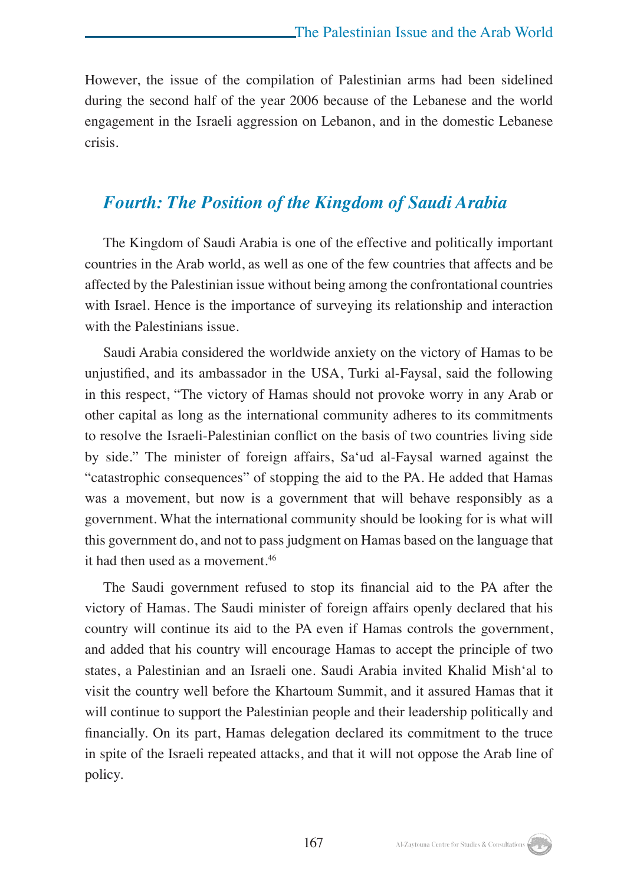However, the issue of the compilation of Palestinian arms had been sidelined during the second half of the year 2006 because of the Lebanese and the world engagement in the Israeli aggression on Lebanon, and in the domestic Lebanese crisis.

## *Fourth: The Position of the Kingdom of Saudi Arabia*

The Kingdom of Saudi Arabia is one of the effective and politically important countries in the Arab world, as well as one of the few countries that affects and be affected by the Palestinian issue without being among the confrontational countries with Israel. Hence is the importance of surveying its relationship and interaction with the Palestinians issue.

Saudi Arabia considered the worldwide anxiety on the victory of Hamas to be unjustified, and its ambassador in the USA, Turki al-Faysal, said the following in this respect, "The victory of Hamas should not provoke worry in any Arab or other capital as long as the international community adheres to its commitments to resolve the Israeli-Palestinian conflict on the basis of two countries living side by side." The minister of foreign affairs, Sa'ud al-Faysal warned against the "catastrophic consequences" of stopping the aid to the PA. He added that Hamas was a movement, but now is a government that will behave responsibly as a government. What the international community should be looking for is what will this government do, and not to pass judgment on Hamas based on the language that it had then used as a movement.[46]

The Saudi government refused to stop its financial aid to the PA after the victory of Hamas. The Saudi minister of foreign affairs openly declared that his country will continue its aid to the PA even if Hamas controls the government, and added that his country will encourage Hamas to accept the principle of two states, a Palestinian and an Israeli one. Saudi Arabia invited Khalid Mish'al to visit the country well before the Khartoum Summit, and it assured Hamas that it will continue to support the Palestinian people and their leadership politically and financially. On its part, Hamas delegation declared its commitment to the truce in spite of the Israeli repeated attacks, and that it will not oppose the Arab line of policy.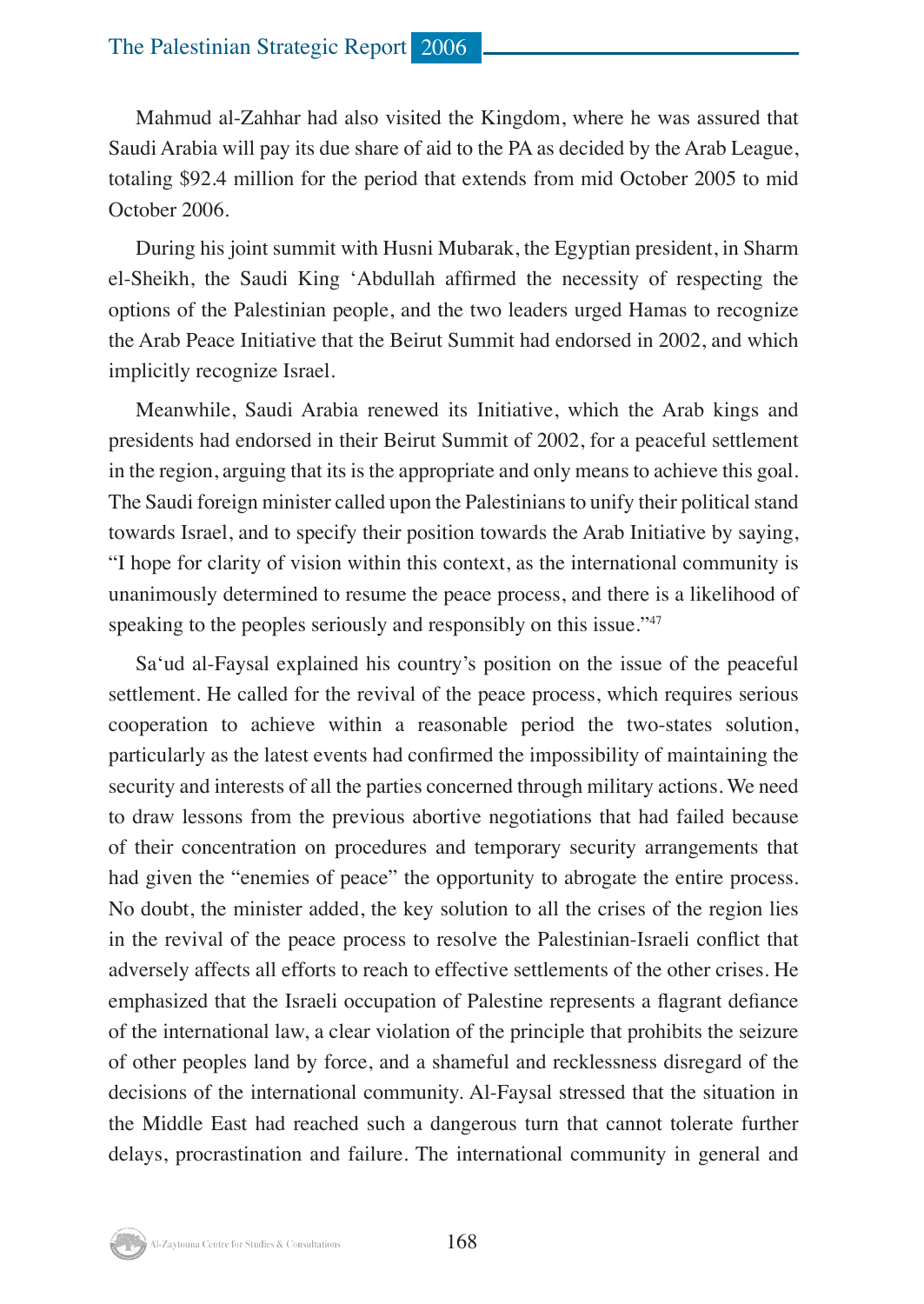Mahmud al-Zahhar had also visited the Kingdom, where he was assured that Saudi Arabia will pay its due share of aid to the PA as decided by the Arab League, totaling $92.4 million for the period that extends from mid October 2005 to mid October 2006.

During his joint summit with Husni Mubarak, the Egyptian president, in Sharm el-Sheikh, the Saudi King ‘Abdullah affirmed the necessity of respecting the options of the Palestinian people, and the two leaders urged Hamas to recognize the Arab Peace Initiative that the Beirut Summit had endorsed in 2002, and which implicitly recognize Israel.

Meanwhile, Saudi Arabia renewed its Initiative, which the Arab kings and presidents had endorsed in their Beirut Summit of 2002, for a peaceful settlement in the region, arguing that its is the appropriate and only means to achieve this goal. The Saudi foreign minister called upon the Palestinians to unify their political stand towards Israel, and to specify their position towards the Arab Initiative by saying, “I hope for clarity of vision within this context, as the international community is unanimously determined to resume the peace process, and there is a likelihood of speaking to the peoples seriously and responsibly on this issue.”[47]

Sa‘ud al-Faysal explained his country’s position on the issue of the peaceful settlement. He called for the revival of the peace process, which requires serious cooperation to achieve within a reasonable period the two-states solution, particularly as the latest events had confirmed the impossibility of maintaining the security and interests of all the parties concerned through military actions. We need to draw lessons from the previous abortive negotiations that had failed because of their concentration on procedures and temporary security arrangements that had given the “enemies of peace” the opportunity to abrogate the entire process. No doubt, the minister added, the key solution to all the crises of the region lies in the revival of the peace process to resolve the Palestinian-Israeli conflict that adversely affects all efforts to reach to effective settlements of the other crises. He emphasized that the Israeli occupation of Palestine represents a flagrant defiance of the international law, a clear violation of the principle that prohibits the seizure of other peoples land by force, and a shameful and recklessness disregard of the decisions of the international community. Al-Faysal stressed that the situation in the Middle East had reached such a dangerous turn that cannot tolerate further delays, procrastination and failure. The international community in general and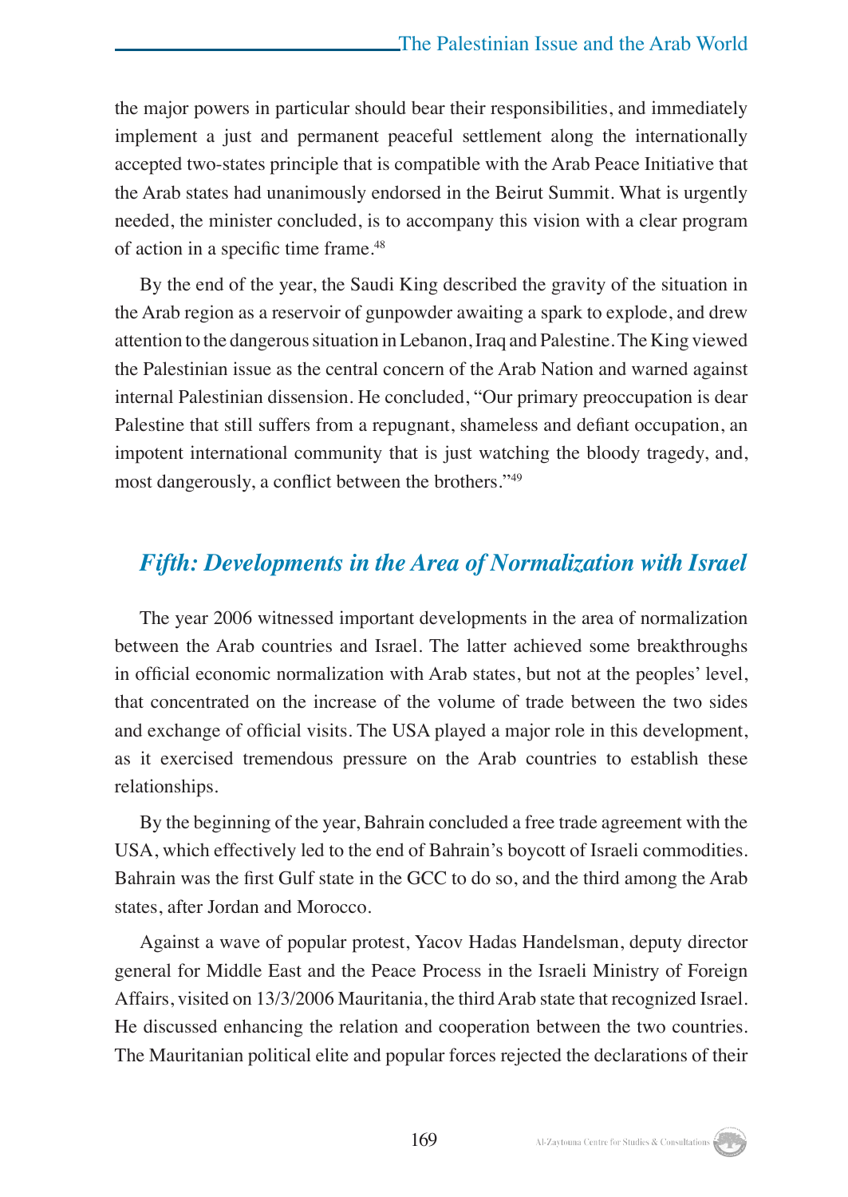the major powers in particular should bear their responsibilities, and immediately implement a just and permanent peaceful settlement along the internationally accepted two-states principle that is compatible with the Arab Peace Initiative that the Arab states had unanimously endorsed in the Beirut Summit. What is urgently needed, the minister concluded, is to accompany this vision with a clear program of action in a specific time frame.[48]

By the end of the year, the Saudi King described the gravity of the situation in the Arab region as a reservoir of gunpowder awaiting a spark to explode, and drew attention to the dangerous situation in Lebanon, Iraq and Palestine. The King viewed the Palestinian issue as the central concern of the Arab Nation and warned against internal Palestinian dissension. He concluded, "Our primary preoccupation is dear Palestine that still suffers from a repugnant, shameless and defiant occupation, an impotent international community that is just watching the bloody tragedy, and, most dangerously, a conflict between the brothers."[49]

## *Fifth: Developments in the Area of Normalization with Israel*

The year 2006 witnessed important developments in the area of normalization between the Arab countries and Israel. The latter achieved some breakthroughs in official economic normalization with Arab states, but not at the peoples' level, that concentrated on the increase of the volume of trade between the two sides and exchange of official visits. The USA played a major role in this development, as it exercised tremendous pressure on the Arab countries to establish these relationships.

By the beginning of the year, Bahrain concluded a free trade agreement with the USA, which effectively led to the end of Bahrain's boycott of Israeli commodities. Bahrain was the first Gulf state in the GCC to do so, and the third among the Arab states, after Jordan and Morocco.

Against a wave of popular protest, Yacov Hadas Handelsman, deputy director general for Middle East and the Peace Process in the Israeli Ministry of Foreign Affairs, visited on 13/3/2006 Mauritania, the third Arab state that recognized Israel. He discussed enhancing the relation and cooperation between the two countries. The Mauritanian political elite and popular forces rejected the declarations of their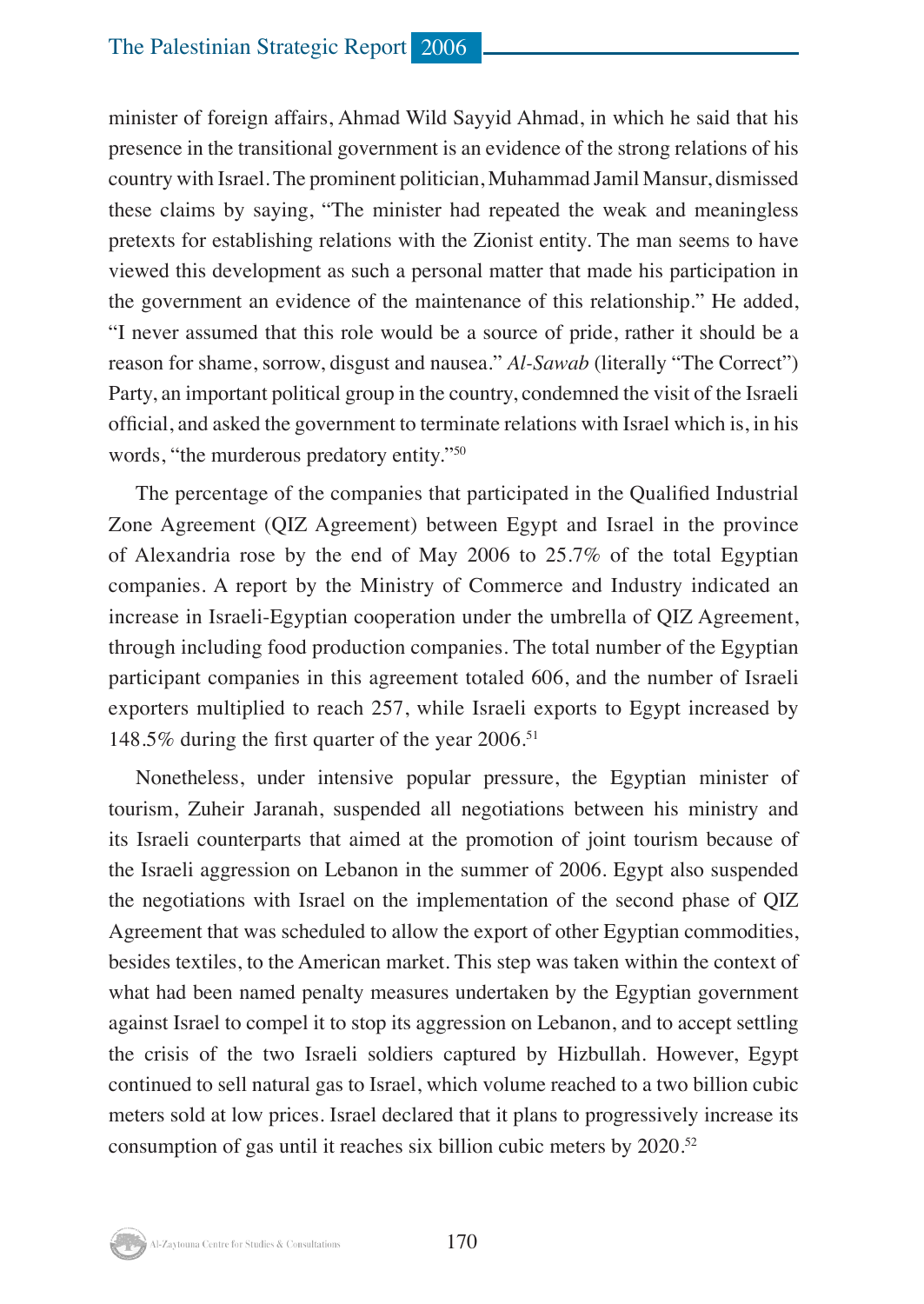minister of foreign affairs, Ahmad Wild Sayyid Ahmad, in which he said that his presence in the transitional government is an evidence of the strong relations of his country with Israel. The prominent politician, Muhammad Jamil Mansur, dismissed these claims by saying, "The minister had repeated the weak and meaningless pretexts for establishing relations with the Zionist entity. The man seems to have viewed this development as such a personal matter that made his participation in the government an evidence of the maintenance of this relationship." He added, "I never assumed that this role would be a source of pride, rather it should be a reason for shame, sorrow, disgust and nausea." *Al-Sawab* (literally "The Correct") Party, an important political group in the country, condemned the visit of the Israeli official, and asked the government to terminate relations with Israel which is, in his words, "the murderous predatory entity."[50]

The percentage of the companies that participated in the Qualified Industrial Zone Agreement (QIZ Agreement) between Egypt and Israel in the province of Alexandria rose by the end of May 2006 to 25.7% of the total Egyptian companies. A report by the Ministry of Commerce and Industry indicated an increase in Israeli-Egyptian cooperation under the umbrella of QIZ Agreement, through including food production companies. The total number of the Egyptian participant companies in this agreement totaled 606, and the number of Israeli exporters multiplied to reach 257, while Israeli exports to Egypt increased by 148.5% during the first quarter of the year 2006.[51]

Nonetheless, under intensive popular pressure, the Egyptian minister of tourism, Zuheir Jaranah, suspended all negotiations between his ministry and its Israeli counterparts that aimed at the promotion of joint tourism because of the Israeli aggression on Lebanon in the summer of 2006. Egypt also suspended the negotiations with Israel on the implementation of the second phase of QIZ Agreement that was scheduled to allow the export of other Egyptian commodities, besides textiles, to the American market. This step was taken within the context of what had been named penalty measures undertaken by the Egyptian government against Israel to compel it to stop its aggression on Lebanon, and to accept settling the crisis of the two Israeli soldiers captured by Hizbullah. However, Egypt continued to sell natural gas to Israel, which volume reached to a two billion cubic meters sold at low prices. Israel declared that it plans to progressively increase its consumption of gas until it reaches six billion cubic meters by 2020.[52]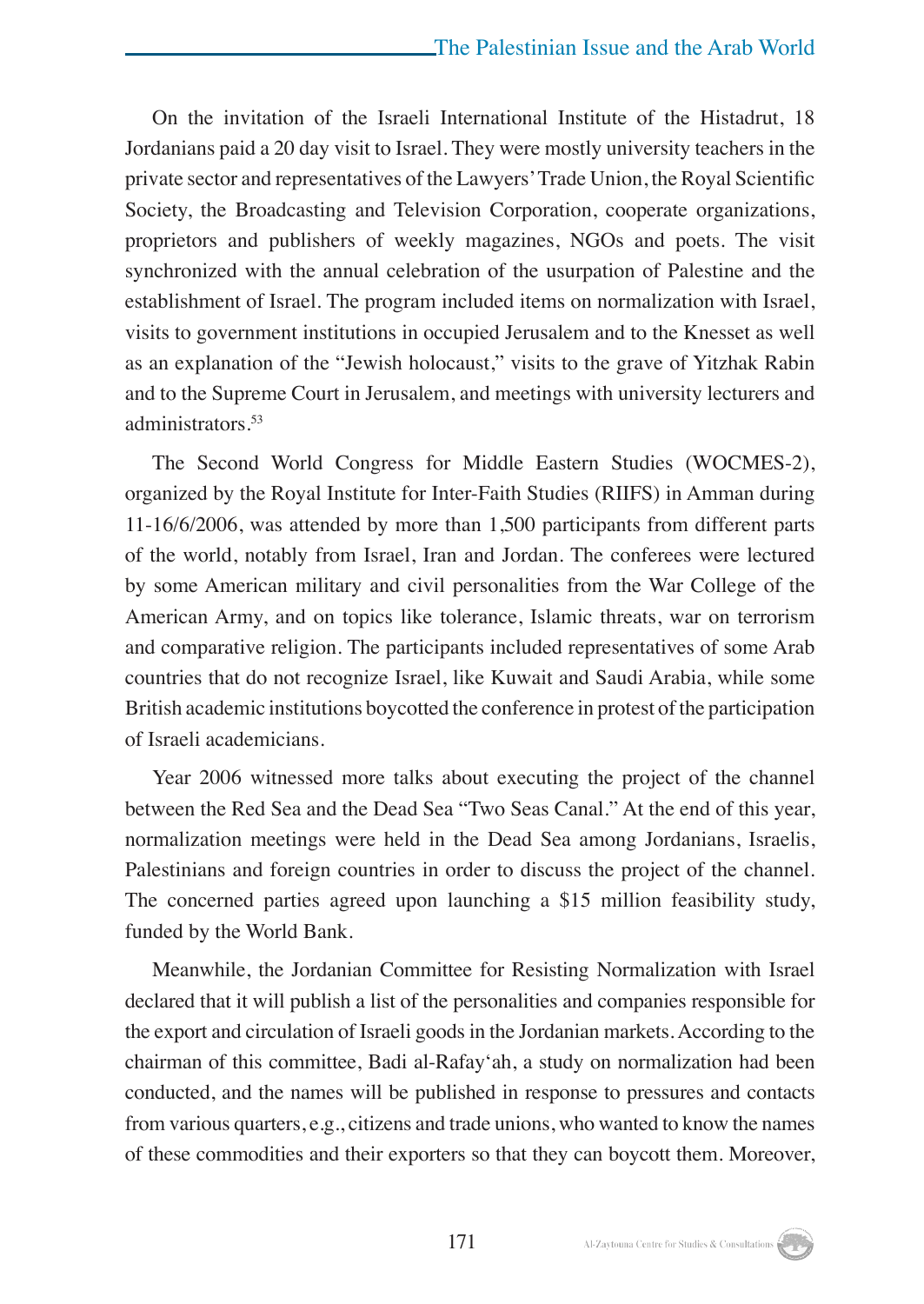On the invitation of the Israeli International Institute of the Histadrut, 18 Jordanians paid a 20 day visit to Israel. They were mostly university teachers in the private sector and representatives of the Lawyers' Trade Union, the Royal Scientific Society, the Broadcasting and Television Corporation, cooperate organizations, proprietors and publishers of weekly magazines, NGOs and poets. The visit synchronized with the annual celebration of the usurpation of Palestine and the establishment of Israel. The program included items on normalization with Israel, visits to government institutions in occupied Jerusalem and to the Knesset as well as an explanation of the "Jewish holocaust," visits to the grave of Yitzhak Rabin and to the Supreme Court in Jerusalem, and meetings with university lecturers and administrators.[53]

The Second World Congress for Middle Eastern Studies (WOCMES-2), organized by the Royal Institute for Inter-Faith Studies (RIIFS) in Amman during 11-16/6/2006, was attended by more than 1,500 participants from different parts of the world, notably from Israel, Iran and Jordan. The conferees were lectured by some American military and civil personalities from the War College of the American Army, and on topics like tolerance, Islamic threats, war on terrorism and comparative religion. The participants included representatives of some Arab countries that do not recognize Israel, like Kuwait and Saudi Arabia, while some British academic institutions boycotted the conference in protest of the participation of Israeli academicians.

Year 2006 witnessed more talks about executing the project of the channel between the Red Sea and the Dead Sea "Two Seas Canal." At the end of this year, normalization meetings were held in the Dead Sea among Jordanians, Israelis, Palestinians and foreign countries in order to discuss the project of the channel. The concerned parties agreed upon launching a $15 million feasibility study, funded by the World Bank.

Meanwhile, the Jordanian Committee for Resisting Normalization with Israel declared that it will publish a list of the personalities and companies responsible for the export and circulation of Israeli goods in the Jordanian markets. According to the chairman of this committee, Badi al-Rafay'ah, a study on normalization had been conducted, and the names will be published in response to pressures and contacts from various quarters, e.g., citizens and trade unions, who wanted to know the names of these commodities and their exporters so that they can boycott them. Moreover,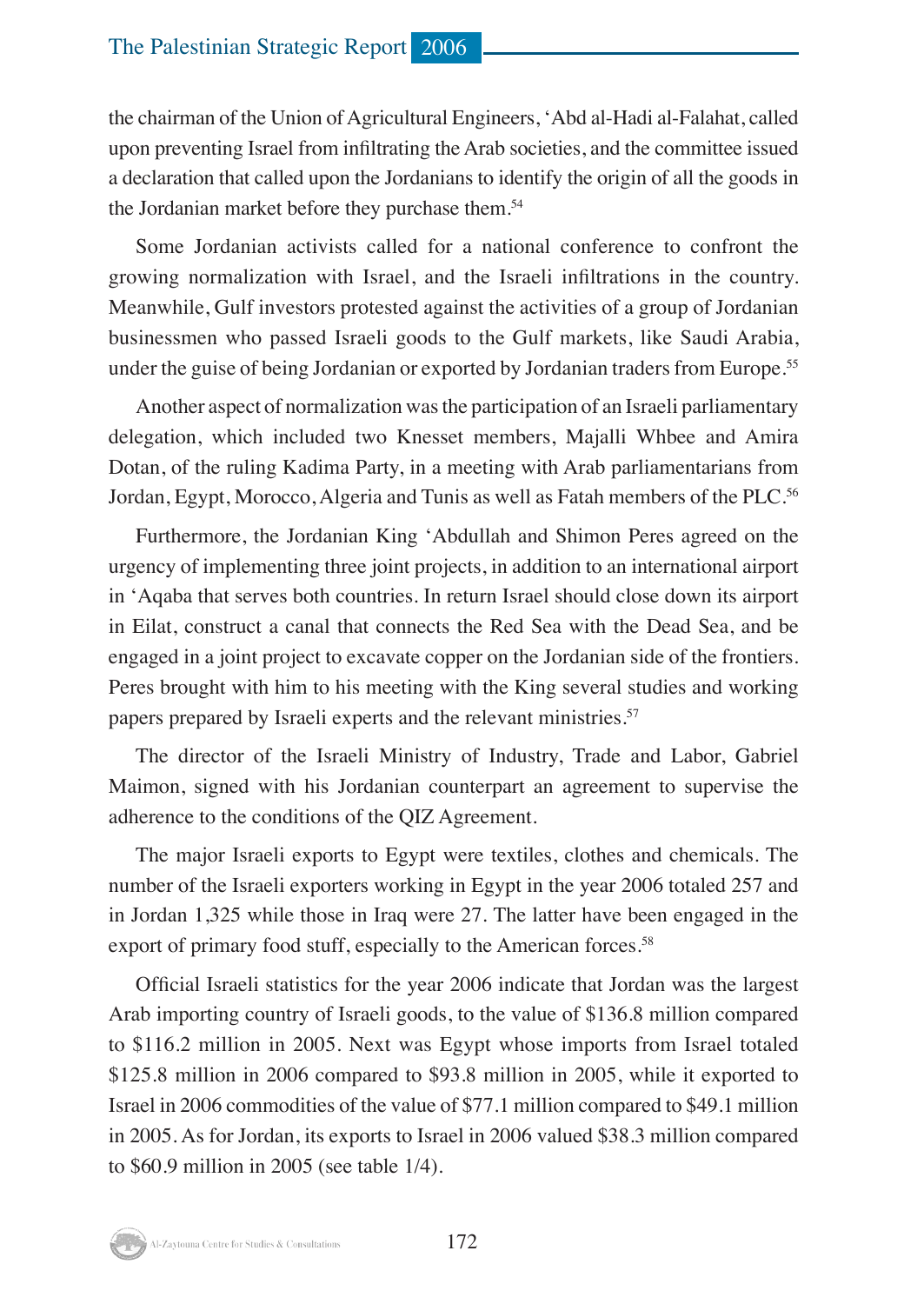the chairman of the Union of Agricultural Engineers, ‘Abd al-Hadi al-Falahat, called upon preventing Israel from infiltrating the Arab societies, and the committee issued a declaration that called upon the Jordanians to identify the origin of all the goods in the Jordanian market before they purchase them.[54]

Some Jordanian activists called for a national conference to confront the growing normalization with Israel, and the Israeli infiltrations in the country. Meanwhile, Gulf investors protested against the activities of a group of Jordanian businessmen who passed Israeli goods to the Gulf markets, like Saudi Arabia, under the guise of being Jordanian or exported by Jordanian traders from Europe.[55]

Another aspect of normalization was the participation of an Israeli parliamentary delegation, which included two Knesset members, Majalli Whbee and Amira Dotan, of the ruling Kadima Party, in a meeting with Arab parliamentarians from Jordan, Egypt, Morocco, Algeria and Tunis as well as Fatah members of the PLC.[56]

Furthermore, the Jordanian King ‘Abdullah and Shimon Peres agreed on the urgency of implementing three joint projects, in addition to an international airport in ‘Aqaba that serves both countries. In return Israel should close down its airport in Eilat, construct a canal that connects the Red Sea with the Dead Sea, and be engaged in a joint project to excavate copper on the Jordanian side of the frontiers. Peres brought with him to his meeting with the King several studies and working papers prepared by Israeli experts and the relevant ministries.[57]

The director of the Israeli Ministry of Industry, Trade and Labor, Gabriel Maimon, signed with his Jordanian counterpart an agreement to supervise the adherence to the conditions of the QIZ Agreement.

The major Israeli exports to Egypt were textiles, clothes and chemicals. The number of the Israeli exporters working in Egypt in the year 2006 totaled 257 and in Jordan 1,325 while those in Iraq were 27. The latter have been engaged in the export of primary food stuff, especially to the American forces.[58]

Official Israeli statistics for the year 2006 indicate that Jordan was the largest Arab importing country of Israeli goods, to the value of $136.8 million compared to $116.2 million in 2005. Next was Egypt whose imports from Israel totaled $125.8 million in 2006 compared to $93.8 million in 2005, while it exported to Israel in 2006 commodities of the value of $77.1 million compared to $49.1 million in 2005. As for Jordan, its exports to Israel in 2006 valued $38.3 million compared to $60.9 million in 2005 (see table 1/4).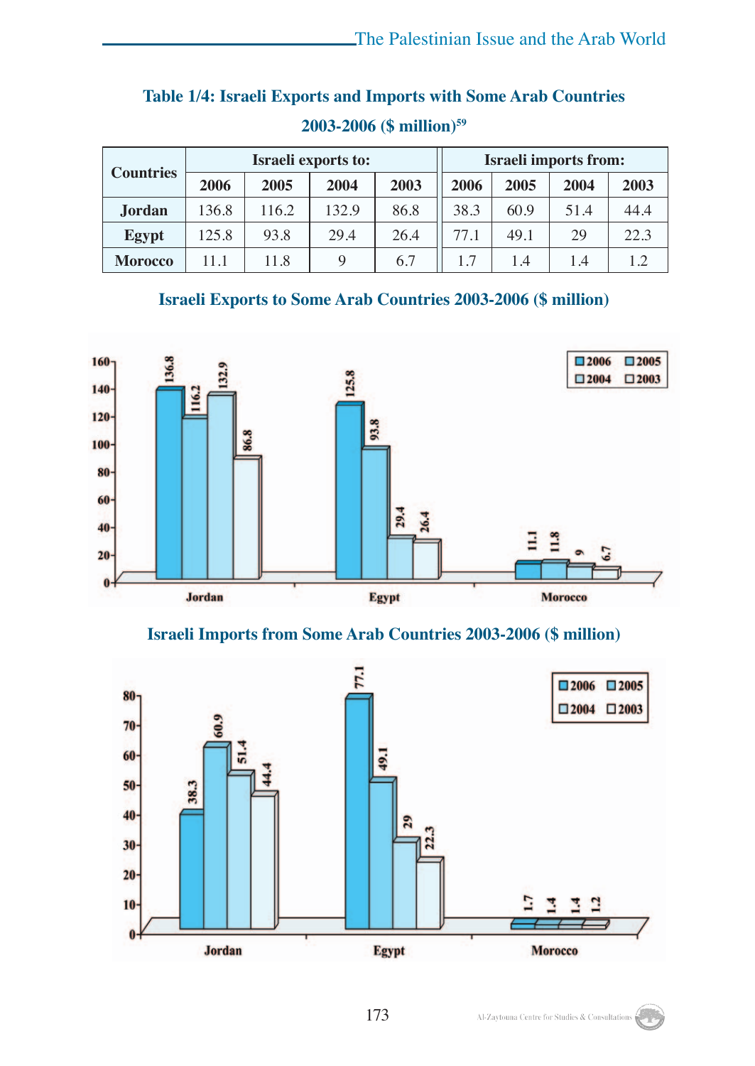**Table 1/4: Israeli Exports and Imports with Some Arab Countries 2003-2006 ($ million)[59]**

| Countries | Israeli exports to: | | | | Israeli imports from: | | | |
|---|---|---|---|---|---|---|---|---|
| | 2006 | 2005 | 2004 | 2003 | 2006 | 2005 | 2004 | 2003 |
| Jordan | 136.8 | 116.2 | 132.9 | 86.8 | 38.3 | 60.9 | 51.4 | 44.4 |
| Egypt | 125.8 | 93.8 | 29.4 | 26.4 | 77.1 | 49.1 | 29 | 22.3 |
| Morocco | 11.1 | 11.8 | 9 | 6.7 | 1.7 | 1.4 | 1.4 | 1.2 |

**Israeli Exports to Some Arab Countries 2003-2006 ($ million)**

160
140
120
100
80
60
40
20
0

2006 2005 2004 2003

136.8 116.2 132.9 86.8
Jordan

125.8 93.8 29.4 26.4
Egypt

11.1 11.8 9 6.7
Morocco

**Israeli Imports from Some Arab Countries 2003-2006 ($ million)**

80
70
60
50
40
30
20
10
0

2006 2005 2004 2003

38.3 60.9 51.4 44.4
Jordan

77.1 49.1 29 22.3
Egypt

1.7 1.4 1.4 1.2
Morocco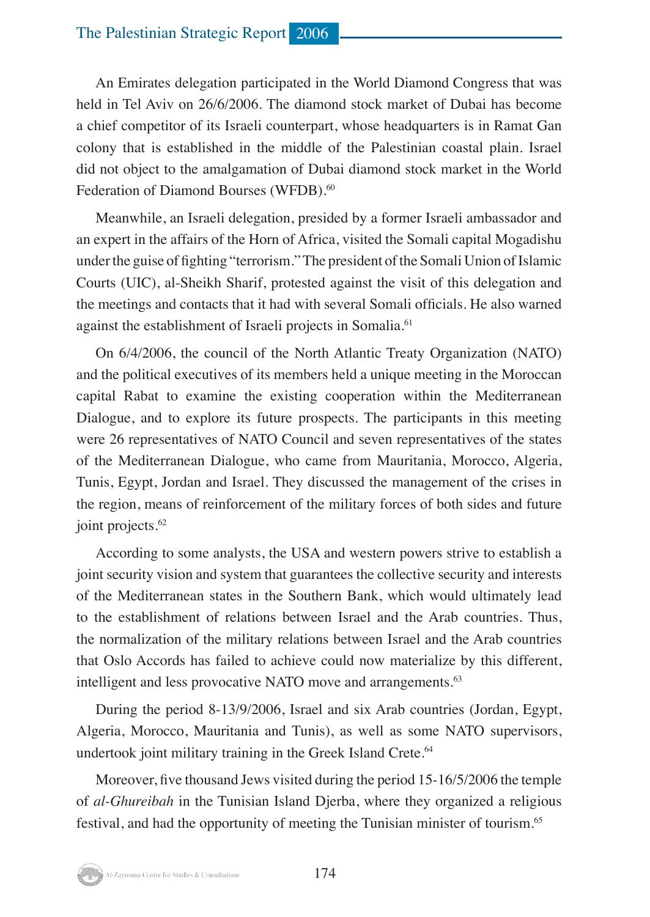An Emirates delegation participated in the World Diamond Congress that was held in Tel Aviv on 26/6/2006. The diamond stock market of Dubai has become a chief competitor of its Israeli counterpart, whose headquarters is in Ramat Gan colony that is established in the middle of the Palestinian coastal plain. Israel did not object to the amalgamation of Dubai diamond stock market in the World Federation of Diamond Bourses (WFDB).[60]

Meanwhile, an Israeli delegation, presided by a former Israeli ambassador and an expert in the affairs of the Horn of Africa, visited the Somali capital Mogadishu under the guise of fighting "terrorism." The president of the Somali Union of Islamic Courts (UIC), al-Sheikh Sharif, protested against the visit of this delegation and the meetings and contacts that it had with several Somali officials. He also warned against the establishment of Israeli projects in Somalia.[61]

On 6/4/2006, the council of the North Atlantic Treaty Organization (NATO) and the political executives of its members held a unique meeting in the Moroccan capital Rabat to examine the existing cooperation within the Mediterranean Dialogue, and to explore its future prospects. The participants in this meeting were 26 representatives of NATO Council and seven representatives of the states of the Mediterranean Dialogue, who came from Mauritania, Morocco, Algeria, Tunis, Egypt, Jordan and Israel. They discussed the management of the crises in the region, means of reinforcement of the military forces of both sides and future joint projects.[62]

According to some analysts, the USA and western powers strive to establish a joint security vision and system that guarantees the collective security and interests of the Mediterranean states in the Southern Bank, which would ultimately lead to the establishment of relations between Israel and the Arab countries. Thus, the normalization of the military relations between Israel and the Arab countries that Oslo Accords has failed to achieve could now materialize by this different, intelligent and less provocative NATO move and arrangements.[63]

During the period 8-13/9/2006, Israel and six Arab countries (Jordan, Egypt, Algeria, Morocco, Mauritania and Tunis), as well as some NATO supervisors, undertook joint military training in the Greek Island Crete.[64]

Moreover, five thousand Jews visited during the period 15-16/5/2006 the temple of *al-Ghureibah* in the Tunisian Island Djerba, where they organized a religious festival, and had the opportunity of meeting the Tunisian minister of tourism.[65]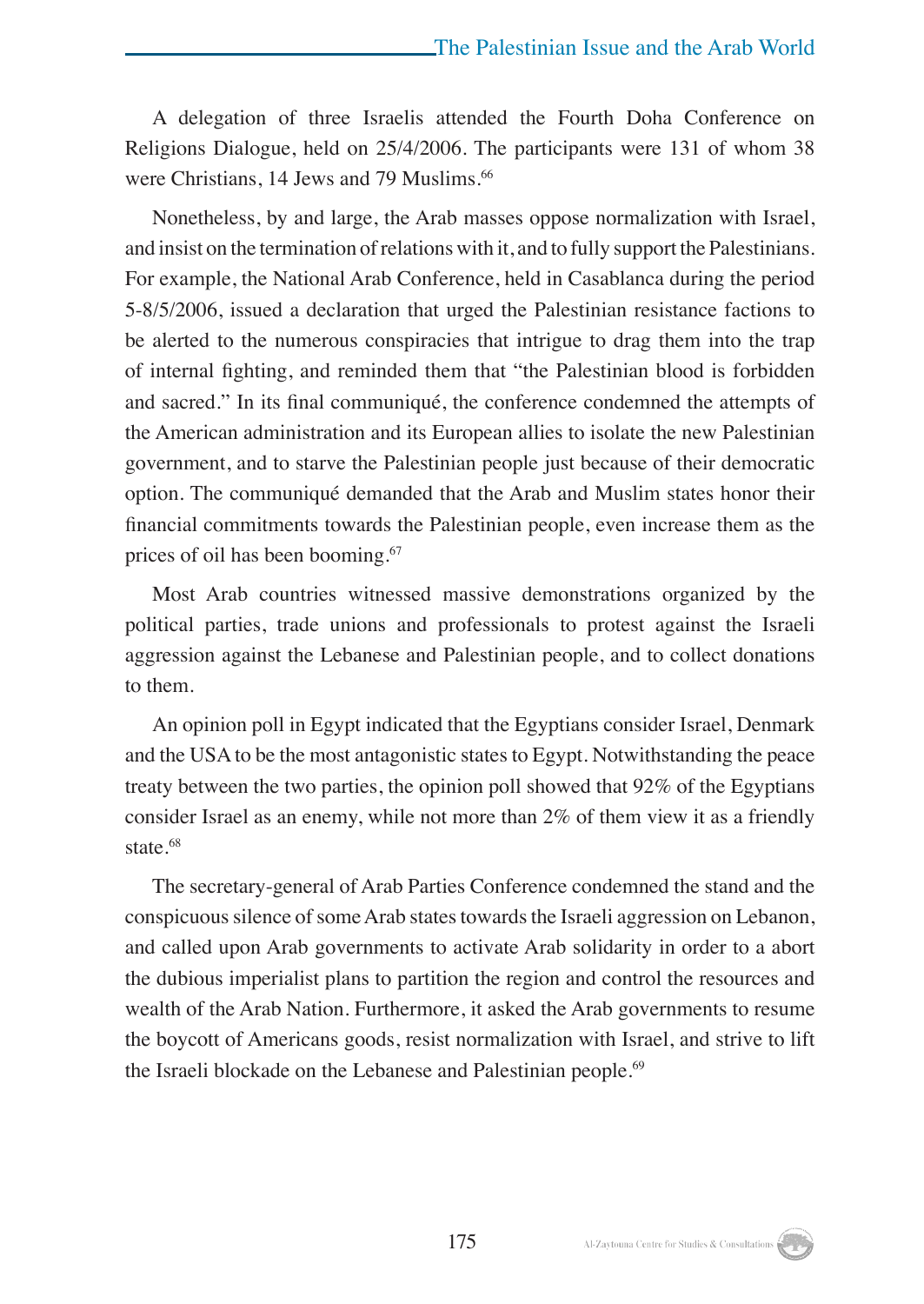A delegation of three Israelis attended the Fourth Doha Conference on Religions Dialogue, held on 25/4/2006. The participants were 131 of whom 38 were Christians, 14 Jews and 79 Muslims.[66]

Nonetheless, by and large, the Arab masses oppose normalization with Israel, and insist on the termination of relations with it, and to fully support the Palestinians. For example, the National Arab Conference, held in Casablanca during the period 5-8/5/2006, issued a declaration that urged the Palestinian resistance factions to be alerted to the numerous conspiracies that intrigue to drag them into the trap of internal fighting, and reminded them that "the Palestinian blood is forbidden and sacred." In its final communiqué, the conference condemned the attempts of the American administration and its European allies to isolate the new Palestinian government, and to starve the Palestinian people just because of their democratic option. The communiqué demanded that the Arab and Muslim states honor their financial commitments towards the Palestinian people, even increase them as the prices of oil has been booming.[67]

Most Arab countries witnessed massive demonstrations organized by the political parties, trade unions and professionals to protest against the Israeli aggression against the Lebanese and Palestinian people, and to collect donations to them.

An opinion poll in Egypt indicated that the Egyptians consider Israel, Denmark and the USA to be the most antagonistic states to Egypt. Notwithstanding the peace treaty between the two parties, the opinion poll showed that 92% of the Egyptians consider Israel as an enemy, while not more than 2% of them view it as a friendly state.[68]

The secretary-general of Arab Parties Conference condemned the stand and the conspicuous silence of some Arab states towards the Israeli aggression on Lebanon, and called upon Arab governments to activate Arab solidarity in order to a abort the dubious imperialist plans to partition the region and control the resources and wealth of the Arab Nation. Furthermore, it asked the Arab governments to resume the boycott of Americans goods, resist normalization with Israel, and strive to lift the Israeli blockade on the Lebanese and Palestinian people.[69]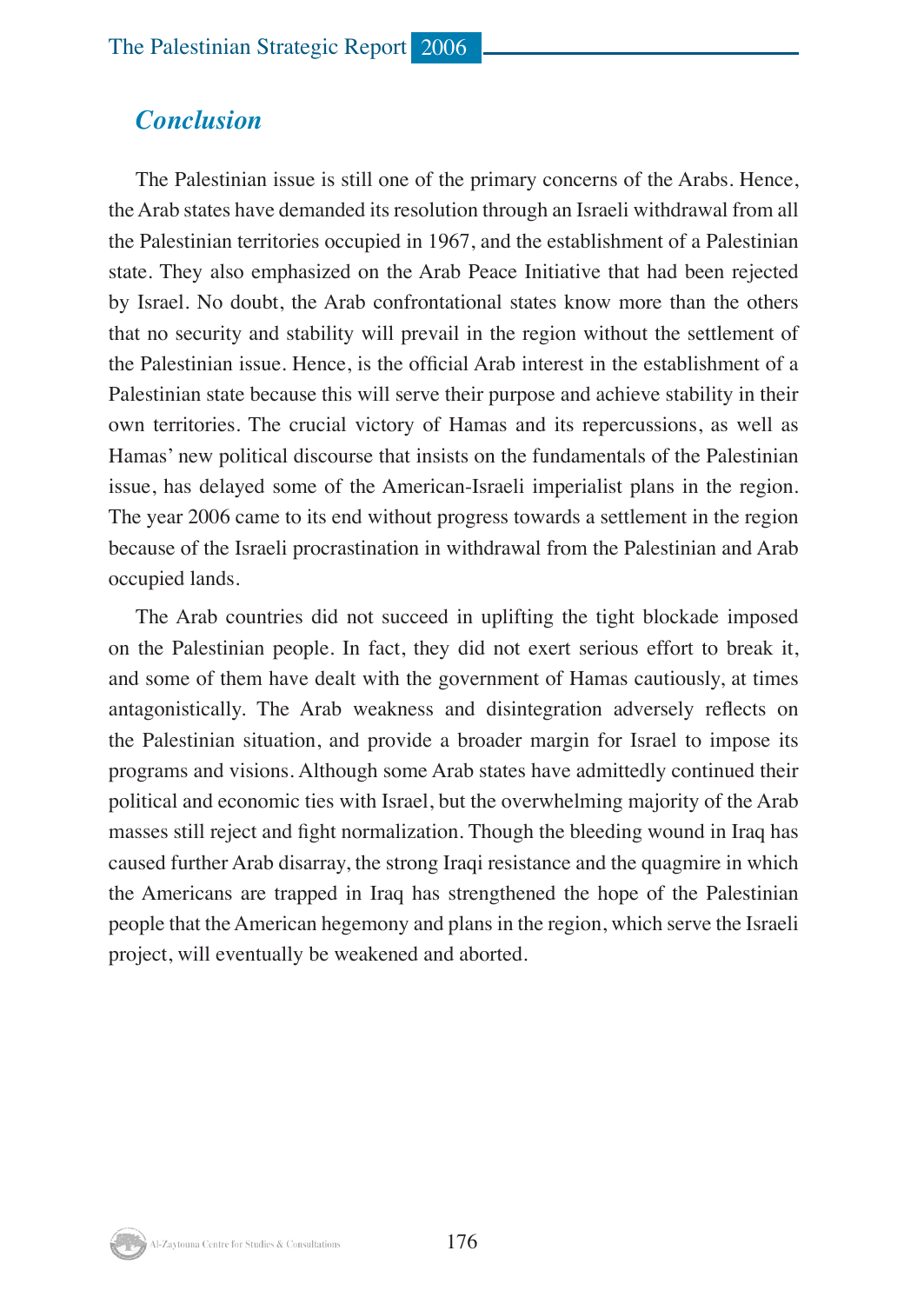## *Conclusion*

The Palestinian issue is still one of the primary concerns of the Arabs. Hence, the Arab states have demanded its resolution through an Israeli withdrawal from all the Palestinian territories occupied in 1967, and the establishment of a Palestinian state. They also emphasized on the Arab Peace Initiative that had been rejected by Israel. No doubt, the Arab confrontational states know more than the others that no security and stability will prevail in the region without the settlement of the Palestinian issue. Hence, is the official Arab interest in the establishment of a Palestinian state because this will serve their purpose and achieve stability in their own territories. The crucial victory of Hamas and its repercussions, as well as Hamas' new political discourse that insists on the fundamentals of the Palestinian issue, has delayed some of the American-Israeli imperialist plans in the region. The year 2006 came to its end without progress towards a settlement in the region because of the Israeli procrastination in withdrawal from the Palestinian and Arab occupied lands.

The Arab countries did not succeed in uplifting the tight blockade imposed on the Palestinian people. In fact, they did not exert serious effort to break it, and some of them have dealt with the government of Hamas cautiously, at times antagonistically. The Arab weakness and disintegration adversely reflects on the Palestinian situation, and provide a broader margin for Israel to impose its programs and visions. Although some Arab states have admittedly continued their political and economic ties with Israel, but the overwhelming majority of the Arab masses still reject and fight normalization. Though the bleeding wound in Iraq has caused further Arab disarray, the strong Iraqi resistance and the quagmire in which the Americans are trapped in Iraq has strengthened the hope of the Palestinian people that the American hegemony and plans in the region, which serve the Israeli project, will eventually be weakened and aborted.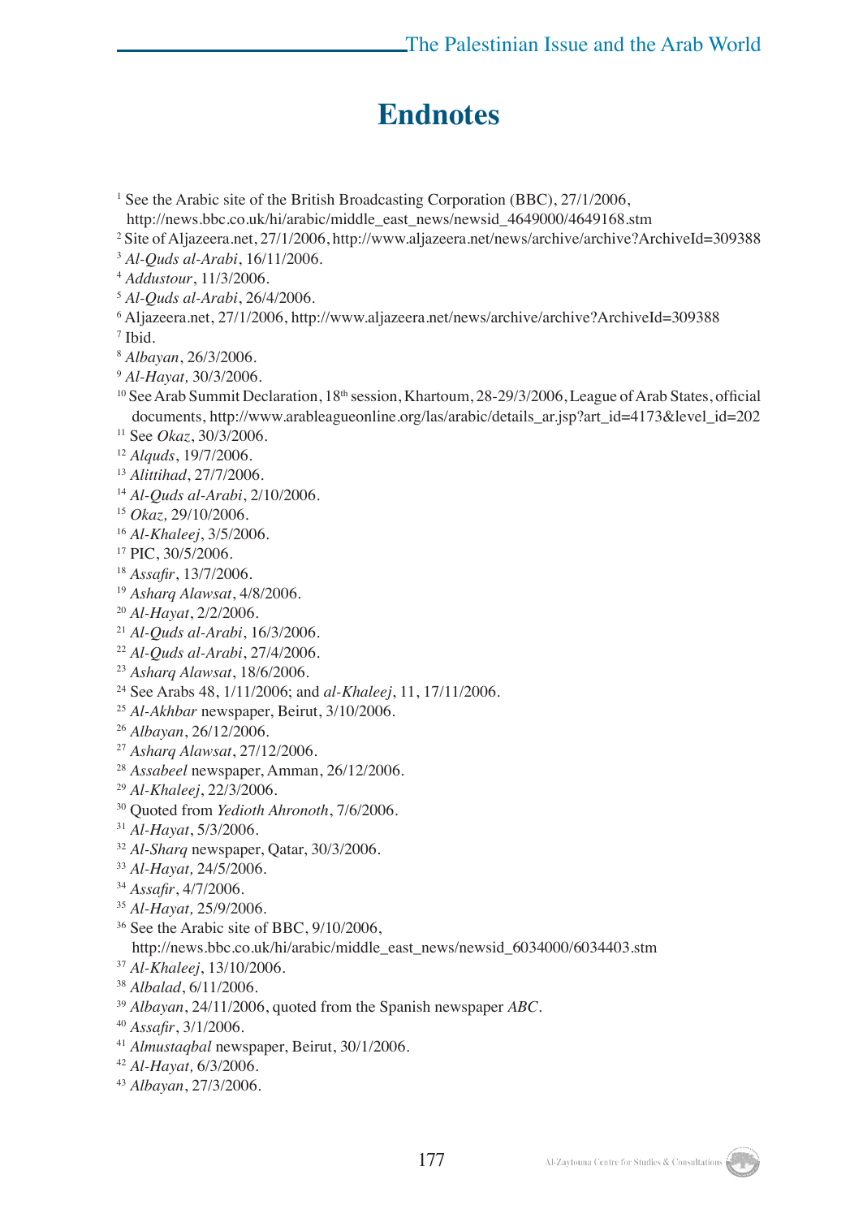# Endnotes

[1] See the Arabic site of the British Broadcasting Corporation (BBC), 27/1/2006, http://news.bbc.co.uk/hi/arabic/middle_east_news/newsid_4649000/4649168.stm

[2] Site of Aljazeera.net, 27/1/2006, http://www.aljazeera.net/news/archive/archive?ArchiveId=309388

[3] *Al-Quds al-Arabi*, 16/11/2006.

[4] *Addustour*, 11/3/2006.

[5] *Al-Quds al-Arabi*, 26/4/2006.

[6] Aljazeera.net, 27/1/2006, http://www.aljazeera.net/news/archive/archive?ArchiveId=309388

[7] Ibid.

[8] *Albayan*, 26/3/2006.

[9] *Al-Hayat,* 30/3/2006.

[10] See Arab Summit Declaration, 18th session, Khartoum, 28-29/3/2006, League of Arab States, official documents, http://www.arableagueonline.org/las/arabic/details_ar.jsp?art_id=4173&level_id=202

[11] See *Okaz*, 30/3/2006.

[12] *Alquds*, 19/7/2006.

[13] *Alittihad*, 27/7/2006.

[14] *Al-Quds al-Arabi*, 2/10/2006.

[15] *Okaz,* 29/10/2006.

[16] *Al-Khaleej*, 3/5/2006.

[17] PIC, 30/5/2006.

[18] *Assafir*, 13/7/2006.

[19] *Asharq Alawsat*, 4/8/2006.

[20] *Al-Hayat*, 2/2/2006.

[21] *Al-Quds al-Arabi*, 16/3/2006.

[22] *Al-Quds al-Arabi*, 27/4/2006.

[23] *Asharq Alawsat*, 18/6/2006.

[24] See Arabs 48, 1/11/2006; and *al-Khaleej*, 11, 17/11/2006.

[25] *Al-Akhbar* newspaper, Beirut, 3/10/2006.

[26] *Albayan*, 26/12/2006.

[27] *Asharq Alawsat*, 27/12/2006.

[28] *Assabeel* newspaper, Amman, 26/12/2006.

[29] *Al-Khaleej*, 22/3/2006.

[30] Quoted from *Yedioth Ahronoth*, 7/6/2006.

[31] *Al-Hayat*, 5/3/2006.

[32] *Al-Sharq* newspaper, Qatar, 30/3/2006.

[33] *Al-Hayat,* 24/5/2006.

[34] *Assafir*, 4/7/2006.

[35] *Al-Hayat,* 25/9/2006.

[36] See the Arabic site of BBC, 9/10/2006, http://news.bbc.co.uk/hi/arabic/middle_east_news/newsid_6034000/6034403.stm

[37] *Al-Khaleej*, 13/10/2006.

[38] *Albalad*, 6/11/2006.

[39] *Albayan*, 24/11/2006, quoted from the Spanish newspaper *ABC*.

[40] *Assafir*, 3/1/2006.

[41] *Almustaqbal* newspaper, Beirut, 30/1/2006.

[42] *Al-Hayat,* 6/3/2006.

[43] *Albayan*, 27/3/2006.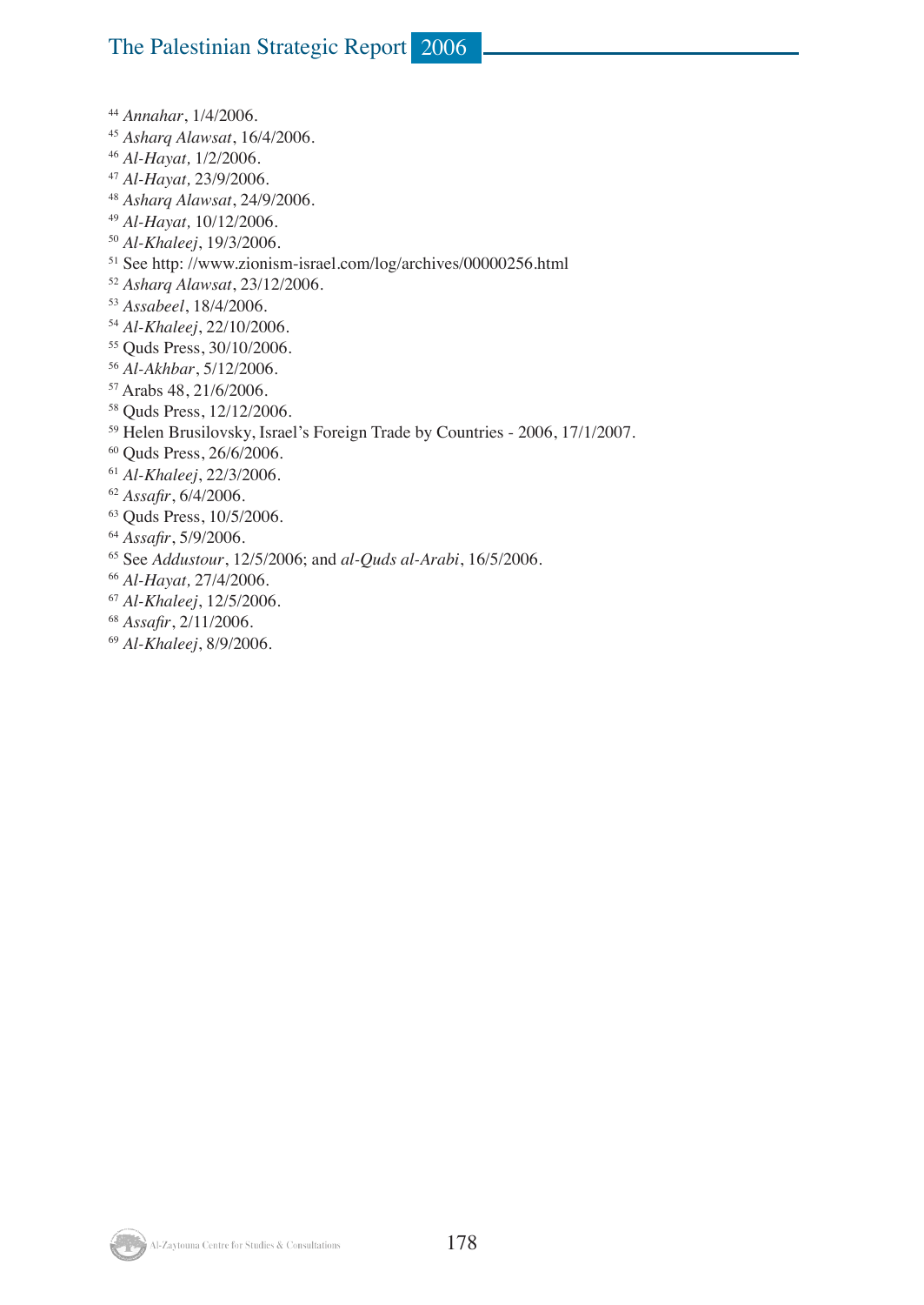[44] *Annahar*, 1/4/2006.
[45] *Asharq Alawsat*, 16/4/2006.
[46] *Al-Hayat,* 1/2/2006.
[47] *Al-Hayat,* 23/9/2006.
[48] *Asharq Alawsat*, 24/9/2006.
[49] *Al-Hayat,* 10/12/2006.
[50] *Al-Khaleej*, 19/3/2006.
[51] See http: //www.zionism-israel.com/log/archives/00000256.html
[52] *Asharq Alawsat*, 23/12/2006.
[53] *Assabeel*, 18/4/2006.
[54] *Al-Khaleej*, 22/10/2006.
[55] Quds Press, 30/10/2006.
[56] *Al-Akhbar*, 5/12/2006.
[57] Arabs 48, 21/6/2006.
[58] Quds Press, 12/12/2006.
[59] Helen Brusilovsky, Israel's Foreign Trade by Countries - 2006, 17/1/2007.
[60] Quds Press, 26/6/2006.
[61] *Al-Khaleej*, 22/3/2006.
[62] *Assafir*, 6/4/2006.
[63] Quds Press, 10/5/2006.
[64] *Assafir*, 5/9/2006.
[65] See *Addustour*, 12/5/2006; and *al-Quds al-Arabi*, 16/5/2006.
[66] *Al-Hayat,* 27/4/2006.
[67] *Al-Khaleej*, 12/5/2006.
[68] *Assafir*, 2/11/2006.
[69] *Al-Khaleej*, 8/9/2006.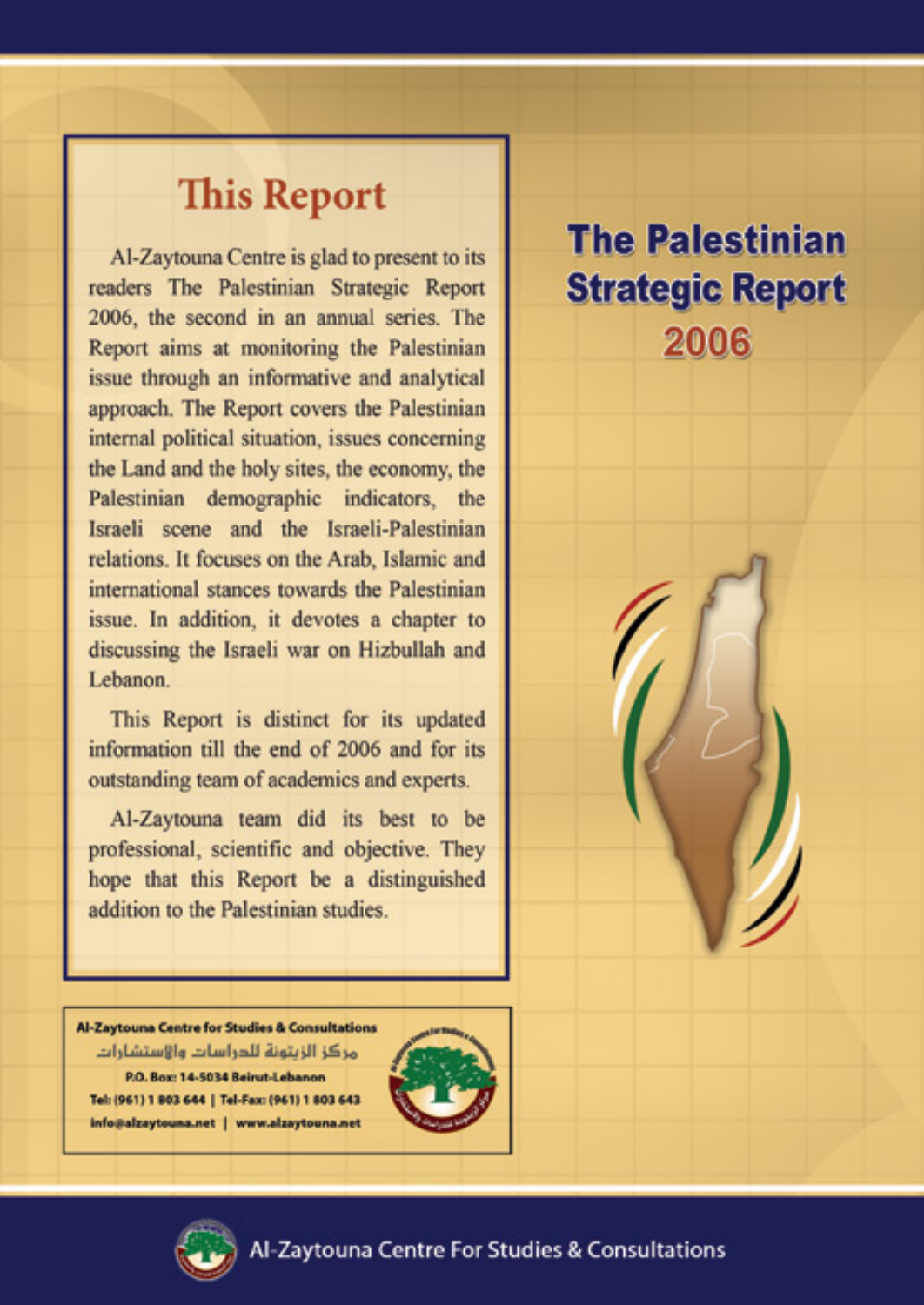# This Report

Al-Zaytouna Centre is glad to present to its readers The Palestinian Strategic Report 2006, the second in an annual series. The Report aims at monitoring the Palestinian issue through an informative and analytical approach. The Report covers the Palestinian internal political situation, issues concerning the Land and the holy sites, the economy, the Palestinian demographic indicators, the Israeli scene and the Israeli-Palestinian relations. It focuses on the Arab, Islamic and international stances towards the Palestinian issue. In addition, it devotes a chapter to discussing the Israeli war on Hizbullah and Lebanon.

This Report is distinct for its updated information till the end of 2006 and for its outstanding team of academics and experts.

Al-Zaytouna team did its best to be professional, scientific and objective. They hope that this Report be a distinguished addition to the Palestinian studies.

# The Palestinian Strategic Report 2006

**Al-Zaytouna Centre for Studies & Consultations**

مركز الزيتونة للدراسات والإستشارات

P.O. Box: 14-5034 Beirut-Lebanon

Tel: (961) 1 803 644 | Tel-Fax: (961) 1 803 643

info@alzaytouna.net | www.alzaytouna.net

Al-Zaytouna Centre For Studies & Consultations